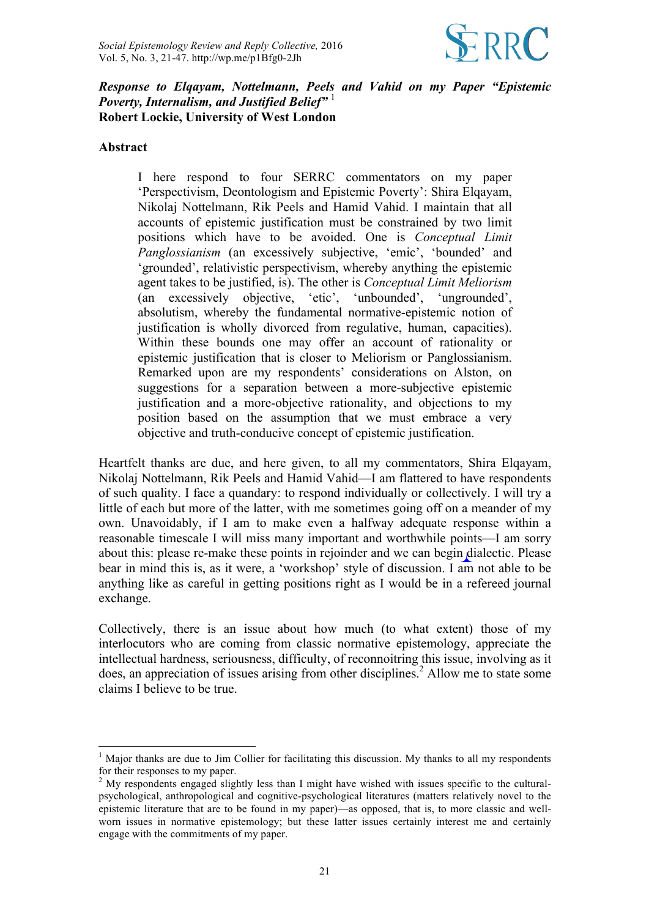***Response to Elqayam, Nottelmann, Peels and Vahid on my Paper "Epistemic Poverty, Internalism, and Justified Belief"*** [1]
**Robert Lockie, University of West London**

**Abstract**

> I here respond to four SERRC commentators on my paper 'Perspectivism, Deontologism and Epistemic Poverty': Shira Elqayam, Nikolaj Nottelmann, Rik Peels and Hamid Vahid. I maintain that all accounts of epistemic justification must be constrained by two limit positions which have to be avoided. One is *Conceptual Limit Panglossianism* (an excessively subjective, 'emic', 'bounded' and 'grounded', relativistic perspectivism, whereby anything the epistemic agent takes to be justified, is). The other is *Conceptual Limit Meliorism* (an excessively objective, 'etic', 'unbounded', 'ungrounded', absolutism, whereby the fundamental normative-epistemic notion of justification is wholly divorced from regulative, human, capacities). Within these bounds one may offer an account of rationality or epistemic justification that is closer to Meliorism or Panglossianism. Remarked upon are my respondents' considerations on Alston, on suggestions for a separation between a more-subjective epistemic justification and a more-objective rationality, and objections to my position based on the assumption that we must embrace a very objective and truth-conducive concept of epistemic justification.

Heartfelt thanks are due, and here given, to all my commentators, Shira Elqayam, Nikolaj Nottelmann, Rik Peels and Hamid Vahid—I am flattered to have respondents of such quality. I face a quandary: to respond individually or collectively. I will try a little of each but more of the latter, with me sometimes going off on a meander of my own. Unavoidably, if I am to make even a halfway adequate response within a reasonable timescale I will miss many important and worthwhile points—I am sorry about this: please re-make these points in rejoinder and we can begin dialectic. Please bear in mind this is, as it were, a 'workshop' style of discussion. I am not able to be anything like as careful in getting positions right as I would be in a refereed journal exchange.

Collectively, there is an issue about how much (to what extent) those of my interlocutors who are coming from classic normative epistemology, appreciate the intellectual hardness, seriousness, difficulty, of reconnoitring this issue, involving as it does, an appreciation of issues arising from other disciplines.[2] Allow me to state some claims I believe to be true.

---

[1] Major thanks are due to Jim Collier for facilitating this discussion. My thanks to all my respondents for their responses to my paper.

[2] My respondents engaged slightly less than I might have wished with issues specific to the cultural-psychological, anthropological and cognitive-psychological literatures (matters relatively novel to the epistemic literature that are to be found in my paper)—as opposed, that is, to more classic and well-worn issues in normative epistemology; but these latter issues certainly interest me and certainly engage with the commitments of my paper.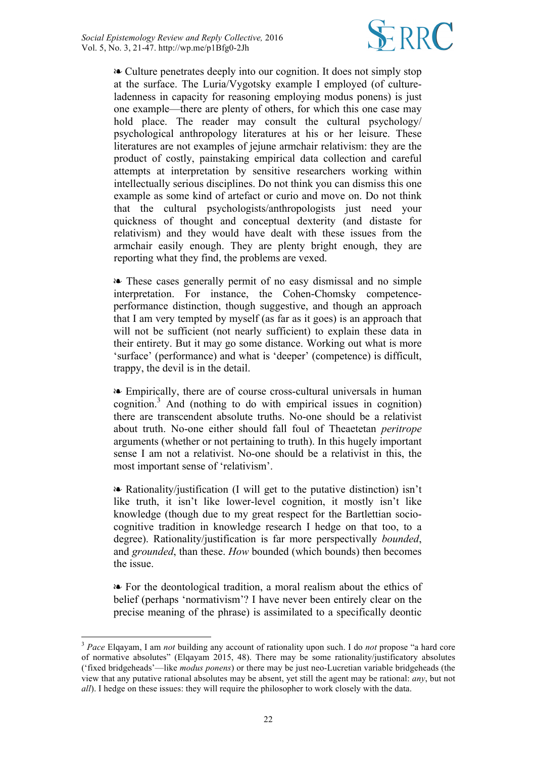❧ Culture penetrates deeply into our cognition. It does not simply stop at the surface. The Luria/Vygotsky example I employed (of culture-ladenness in capacity for reasoning employing modus ponens) is just one example—there are plenty of others, for which this one case may hold place. The reader may consult the cultural psychology/ psychological anthropology literatures at his or her leisure. These literatures are not examples of jejune armchair relativism: they are the product of costly, painstaking empirical data collection and careful attempts at interpretation by sensitive researchers working within intellectually serious disciplines. Do not think you can dismiss this one example as some kind of artefact or curio and move on. Do not think that the cultural psychologists/anthropologists just need your quickness of thought and conceptual dexterity (and distaste for relativism) and they would have dealt with these issues from the armchair easily enough. They are plenty bright enough, they are reporting what they find, the problems are vexed.

❧ These cases generally permit of no easy dismissal and no simple interpretation. For instance, the Cohen-Chomsky competence-performance distinction, though suggestive, and though an approach that I am very tempted by myself (as far as it goes) is an approach that will not be sufficient (not nearly sufficient) to explain these data in their entirety. But it may go some distance. Working out what is more 'surface' (performance) and what is 'deeper' (competence) is difficult, trappy, the devil is in the detail.

❧ Empirically, there are of course cross-cultural universals in human cognition.[3] And (nothing to do with empirical issues in cognition) there are transcendent absolute truths. No-one should be a relativist about truth. No-one either should fall foul of Theaetetan *peritrope* arguments (whether or not pertaining to truth). In this hugely important sense I am not a relativist. No-one should be a relativist in this, the most important sense of 'relativism'.

❧ Rationality/justification (I will get to the putative distinction) isn't like truth, it isn't like lower-level cognition, it mostly isn't like knowledge (though due to my great respect for the Bartlettian socio-cognitive tradition in knowledge research I hedge on that too, to a degree). Rationality/justification is far more perspectivally *bounded*, and *grounded*, than these. *How* bounded (which bounds) then becomes the issue.

❧ For the deontological tradition, a moral realism about the ethics of belief (perhaps 'normativism'? I have never been entirely clear on the precise meaning of the phrase) is assimilated to a specifically deontic

---

[3] *Pace* Elqayam, I am *not* building any account of rationality upon such. I do *not* propose "a hard core of normative absolutes" (Elqayam 2015, 48). There may be some rationality/justificatory absolutes ('fixed bridgeheads'—like *modus ponens*) or there may be just neo-Lucretian variable bridgeheads (the view that any putative rational absolutes may be absent, yet still the agent may be rational: *any*, but not *all*). I hedge on these issues: they will require the philosopher to work closely with the data.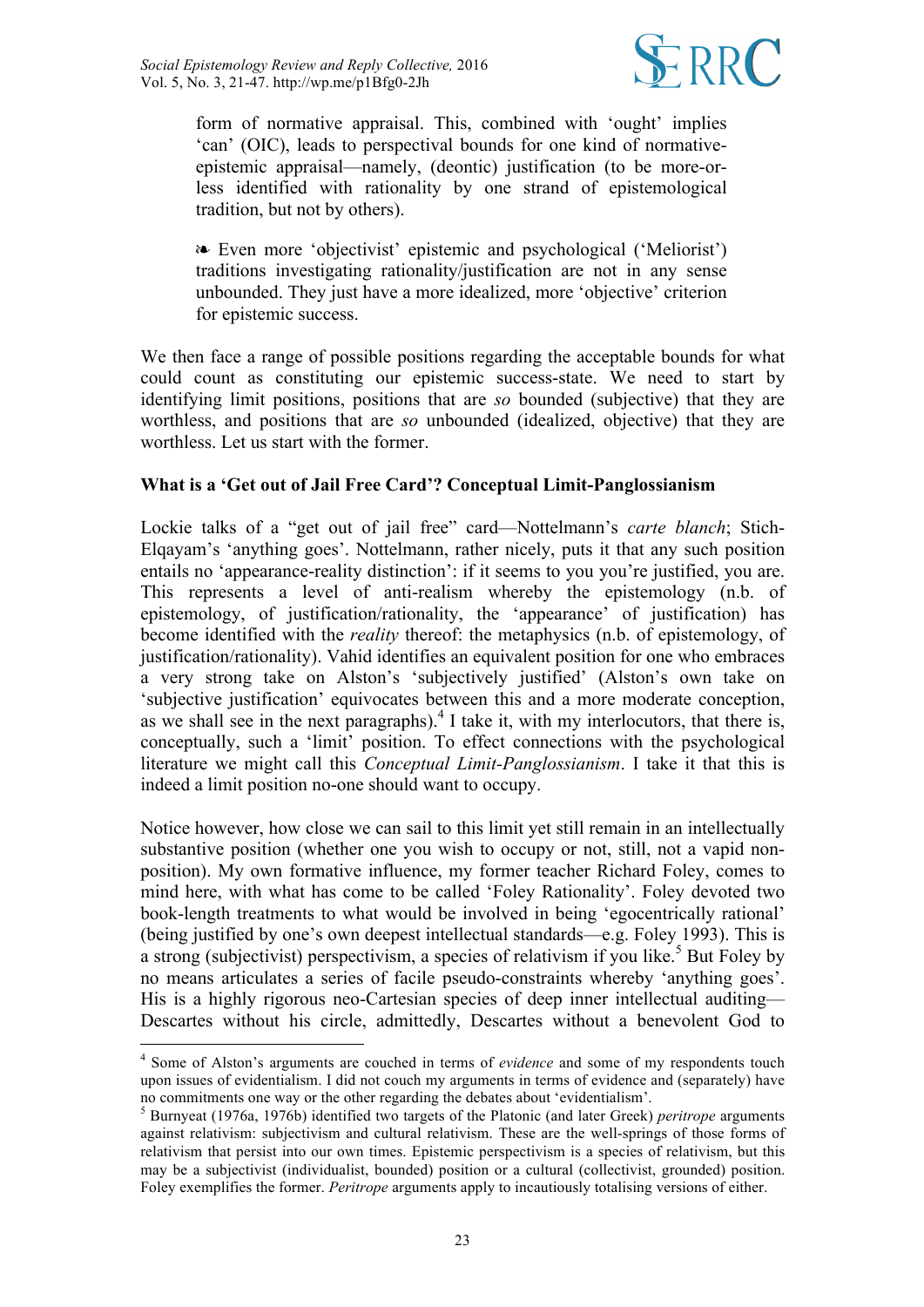form of normative appraisal. This, combined with 'ought' implies 'can' (OIC), leads to perspectival bounds for one kind of normative-epistemic appraisal—namely, (deontic) justification (to be more-or-less identified with rationality by one strand of epistemological tradition, but not by others).

> ❧ Even more 'objectivist' epistemic and psychological ('Meliorist') traditions investigating rationality/justification are not in any sense unbounded. They just have a more idealized, more 'objective' criterion for epistemic success.

We then face a range of possible positions regarding the acceptable bounds for what could count as constituting our epistemic success-state. We need to start by identifying limit positions, positions that are *so* bounded (subjective) that they are worthless, and positions that are *so* unbounded (idealized, objective) that they are worthless. Let us start with the former.

**What is a 'Get out of Jail Free Card'? Conceptual Limit-Panglossianism**

Lockie talks of a "get out of jail free" card—Nottelmann's *carte blanch*; Stich-Elqayam's 'anything goes'. Nottelmann, rather nicely, puts it that any such position entails no 'appearance-reality distinction': if it seems to you you're justified, you are. This represents a level of anti-realism whereby the epistemology (n.b. of epistemology, of justification/rationality, the 'appearance' of justification) has become identified with the *reality* thereof: the metaphysics (n.b. of epistemology, of justification/rationality). Vahid identifies an equivalent position for one who embraces a very strong take on Alston's 'subjectively justified' (Alston's own take on 'subjective justification' equivocates between this and a more moderate conception, as we shall see in the next paragraphs).[4] I take it, with my interlocutors, that there is, conceptually, such a 'limit' position. To effect connections with the psychological literature we might call this *Conceptual Limit-Panglossianism*. I take it that this is indeed a limit position no-one should want to occupy.

Notice however, how close we can sail to this limit yet still remain in an intellectually substantive position (whether one you wish to occupy or not, still, not a vapid non-position). My own formative influence, my former teacher Richard Foley, comes to mind here, with what has come to be called 'Foley Rationality'. Foley devoted two book-length treatments to what would be involved in being 'egocentrically rational' (being justified by one's own deepest intellectual standards—e.g. Foley 1993). This is a strong (subjectivist) perspectivism, a species of relativism if you like.[5] But Foley by no means articulates a series of facile pseudo-constraints whereby 'anything goes'. His is a highly rigorous neo-Cartesian species of deep inner intellectual auditing—Descartes without his circle, admittedly, Descartes without a benevolent God to

---

[4] Some of Alston's arguments are couched in terms of *evidence* and some of my respondents touch upon issues of evidentialism. I did not couch my arguments in terms of evidence and (separately) have no commitments one way or the other regarding the debates about 'evidentialism'.

[5] Burnyeat (1976a, 1976b) identified two targets of the Platonic (and later Greek) *peritrope* arguments against relativism: subjectivism and cultural relativism. These are the well-springs of those forms of relativism that persist into our own times. Epistemic perspectivism is a species of relativism, but this may be a subjectivist (individualist, bounded) position or a cultural (collectivist, grounded) position. Foley exemplifies the former. *Peritrope* arguments apply to incautiously totalising versions of either.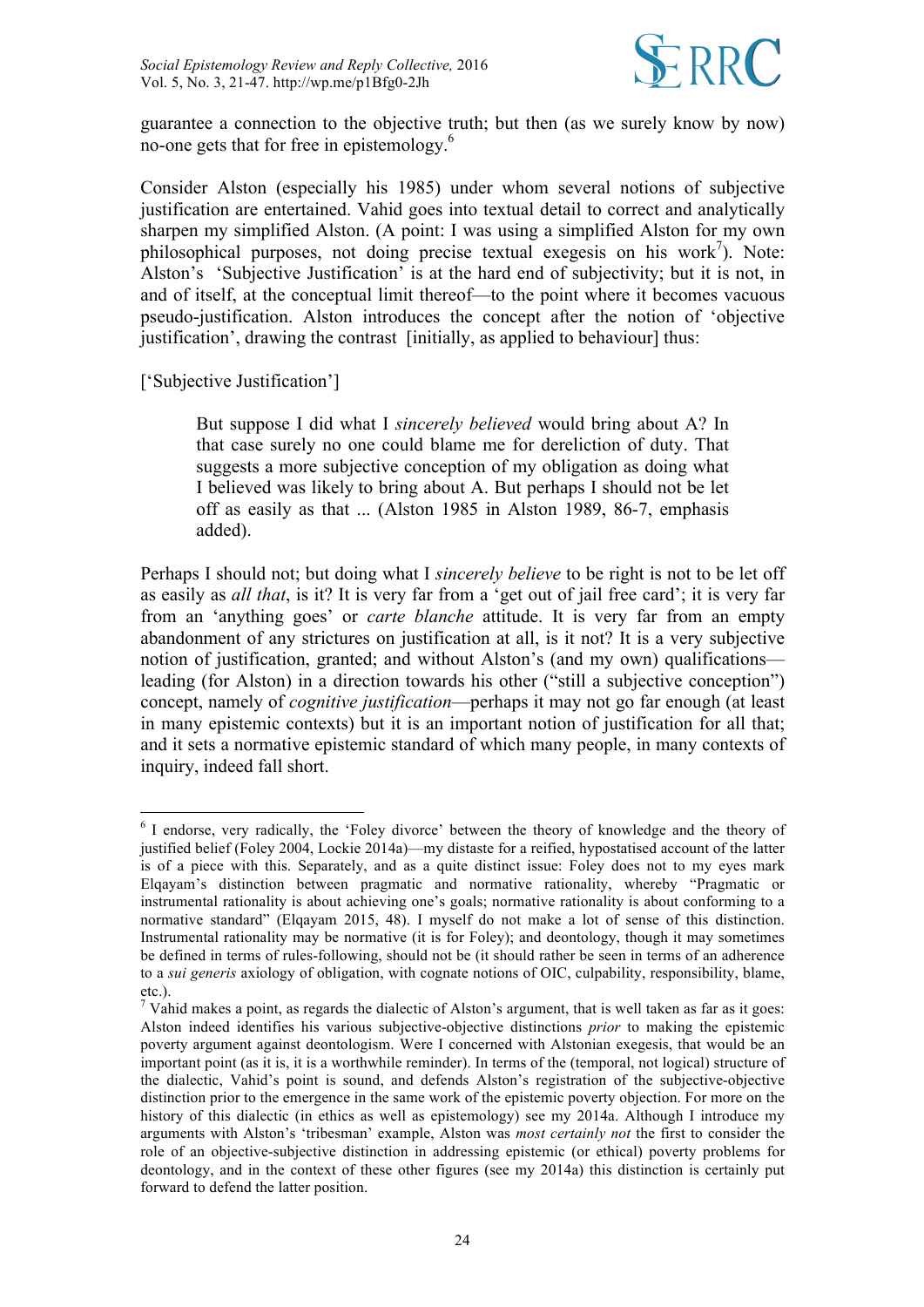guarantee a connection to the objective truth; but then (as we surely know by now) no-one gets that for free in epistemology.[6]

Consider Alston (especially his 1985) under whom several notions of subjective justification are entertained. Vahid goes into textual detail to correct and analytically sharpen my simplified Alston. (A point: I was using a simplified Alston for my own philosophical purposes, not doing precise textual exegesis on his work[7]). Note: Alston's 'Subjective Justification' is at the hard end of subjectivity; but it is not, in and of itself, at the conceptual limit thereof—to the point where it becomes vacuous pseudo-justification. Alston introduces the concept after the notion of 'objective justification', drawing the contrast [initially, as applied to behaviour] thus:

['Subjective Justification']

> But suppose I did what I *sincerely believed* would bring about A? In that case surely no one could blame me for dereliction of duty. That suggests a more subjective conception of my obligation as doing what I believed was likely to bring about A. But perhaps I should not be let off as easily as that ... (Alston 1985 in Alston 1989, 86-7, emphasis added).

Perhaps I should not; but doing what I *sincerely believe* to be right is not to be let off as easily as *all that*, is it? It is very far from a 'get out of jail free card'; it is very far from an 'anything goes' or *carte blanche* attitude. It is very far from an empty abandonment of any strictures on justification at all, is it not? It is a very subjective notion of justification, granted; and without Alston's (and my own) qualifications—leading (for Alston) in a direction towards his other ("still a subjective conception") concept, namely of *cognitive justification*—perhaps it may not go far enough (at least in many epistemic contexts) but it is an important notion of justification for all that; and it sets a normative epistemic standard of which many people, in many contexts of inquiry, indeed fall short.

---

[6] I endorse, very radically, the 'Foley divorce' between the theory of knowledge and the theory of justified belief (Foley 2004, Lockie 2014a)—my distaste for a reified, hypostatised account of the latter is of a piece with this. Separately, and as a quite distinct issue: Foley does not to my eyes mark Elqayam's distinction between pragmatic and normative rationality, whereby "Pragmatic or instrumental rationality is about achieving one's goals; normative rationality is about conforming to a normative standard" (Elqayam 2015, 48). I myself do not make a lot of sense of this distinction. Instrumental rationality may be normative (it is for Foley); and deontology, though it may sometimes be defined in terms of rules-following, should not be (it should rather be seen in terms of an adherence to a *sui generis* axiology of obligation, with cognate notions of OIC, culpability, responsibility, blame, etc.).

[7] Vahid makes a point, as regards the dialectic of Alston's argument, that is well taken as far as it goes: Alston indeed identifies his various subjective-objective distinctions *prior* to making the epistemic poverty argument against deontologism. Were I concerned with Alstonian exegesis, that would be an important point (as it is, it is a worthwhile reminder). In terms of the (temporal, not logical) structure of the dialectic, Vahid's point is sound, and defends Alston's registration of the subjective-objective distinction prior to the emergence in the same work of the epistemic poverty objection. For more on the history of this dialectic (in ethics as well as epistemology) see my 2014a. Although I introduce my arguments with Alston's 'tribesman' example, Alston was *most certainly not* the first to consider the role of an objective-subjective distinction in addressing epistemic (or ethical) poverty problems for deontology, and in the context of these other figures (see my 2014a) this distinction is certainly put forward to defend the latter position.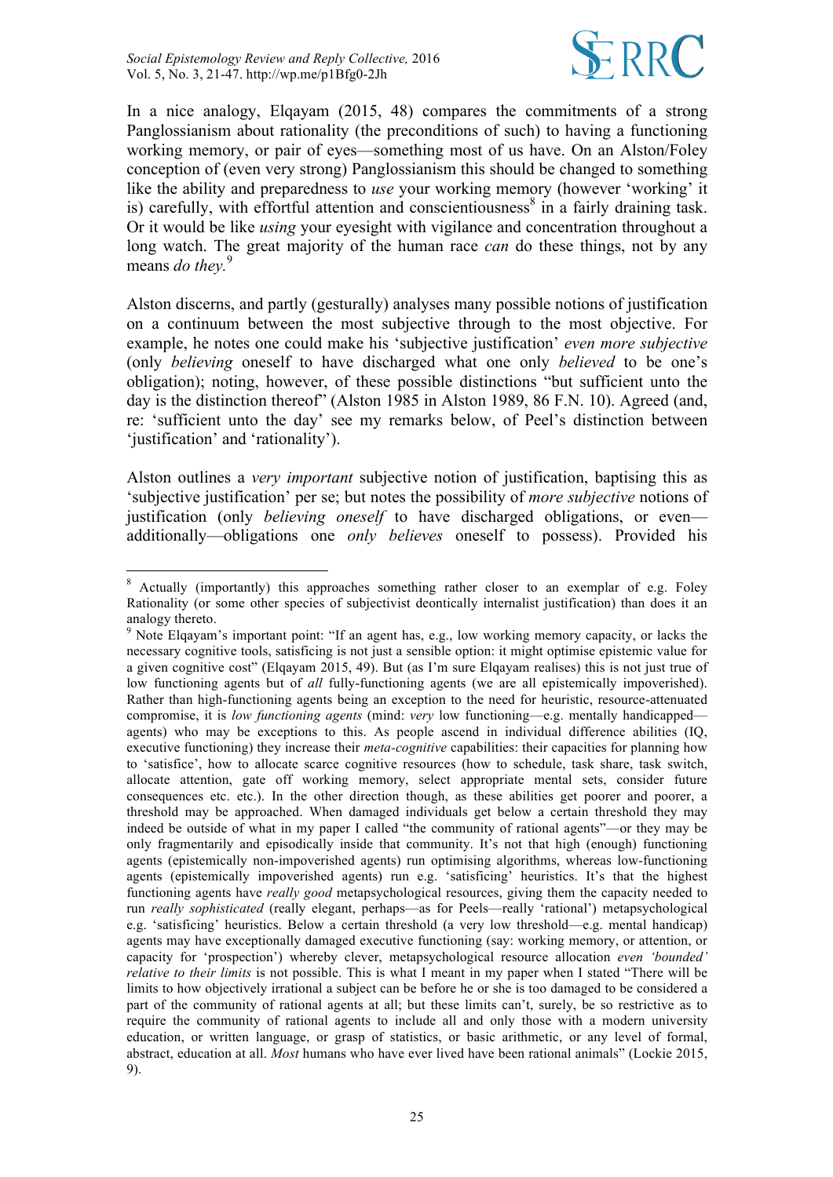In a nice analogy, Elqayam (2015, 48) compares the commitments of a strong Panglossianism about rationality (the preconditions of such) to having a functioning working memory, or pair of eyes—something most of us have. On an Alston/Foley conception of (even very strong) Panglossianism this should be changed to something like the ability and preparedness to *use* your working memory (however 'working' it is) carefully, with effortful attention and conscientiousness[8] in a fairly draining task. Or it would be like *using* your eyesight with vigilance and concentration throughout a long watch. The great majority of the human race *can* do these things, not by any means *do they.*[9]

Alston discerns, and partly (gesturally) analyses many possible notions of justification on a continuum between the most subjective through to the most objective. For example, he notes one could make his 'subjective justification' *even more subjective* (only *believing* oneself to have discharged what one only *believed* to be one's obligation); noting, however, of these possible distinctions "but sufficient unto the day is the distinction thereof" (Alston 1985 in Alston 1989, 86 F.N. 10). Agreed (and, re: 'sufficient unto the day' see my remarks below, of Peel's distinction between 'justification' and 'rationality').

Alston outlines a *very important* subjective notion of justification, baptising this as 'subjective justification' per se; but notes the possibility of *more subjective* notions of justification (only *believing oneself* to have discharged obligations, or even—additionally—obligations one *only believes* oneself to possess). Provided his

---

[8] Actually (importantly) this approaches something rather closer to an exemplar of e.g. Foley Rationality (or some other species of subjectivist deontically internalist justification) than does it an analogy thereto.

[9] Note Elqayam's important point: "If an agent has, e.g., low working memory capacity, or lacks the necessary cognitive tools, satisficing is not just a sensible option: it might optimise epistemic value for a given cognitive cost" (Elqayam 2015, 49). But (as I'm sure Elqayam realises) this is not just true of low functioning agents but of *all* fully-functioning agents (we are all epistemically impoverished). Rather than high-functioning agents being an exception to the need for heuristic, resource-attenuated compromise, it is *low functioning agents* (mind: *very* low functioning—e.g. mentally handicapped—agents) who may be exceptions to this. As people ascend in individual difference abilities (IQ, executive functioning) they increase their *meta-cognitive* capabilities: their capacities for planning how to 'satisfice', how to allocate scarce cognitive resources (how to schedule, task share, task switch, allocate attention, gate off working memory, select appropriate mental sets, consider future consequences etc. etc.). In the other direction though, as these abilities get poorer and poorer, a threshold may be approached. When damaged individuals get below a certain threshold they may indeed be outside of what in my paper I called "the community of rational agents"—or they may be only fragmentarily and episodically inside that community. It's not that high (enough) functioning agents (epistemically non-impoverished agents) run optimising algorithms, whereas low-functioning agents (epistemically impoverished agents) run e.g. 'satisficing' heuristics. It's that the highest functioning agents have *really good* metapsychological resources, giving them the capacity needed to run *really sophisticated* (really elegant, perhaps—as for Peels—really 'rational') metapsychological e.g. 'satisficing' heuristics. Below a certain threshold (a very low threshold—e.g. mental handicap) agents may have exceptionally damaged executive functioning (say: working memory, or attention, or capacity for 'prospection') whereby clever, metapsychological resource allocation *even 'bounded' relative to their limits* is not possible. This is what I meant in my paper when I stated "There will be limits to how objectively irrational a subject can be before he or she is too damaged to be considered a part of the community of rational agents at all; but these limits can't, surely, be so restrictive as to require the community of rational agents to include all and only those with a modern university education, or written language, or grasp of statistics, or basic arithmetic, or any level of formal, abstract, education at all. *Most* humans who have ever lived have been rational animals" (Lockie 2015, 9).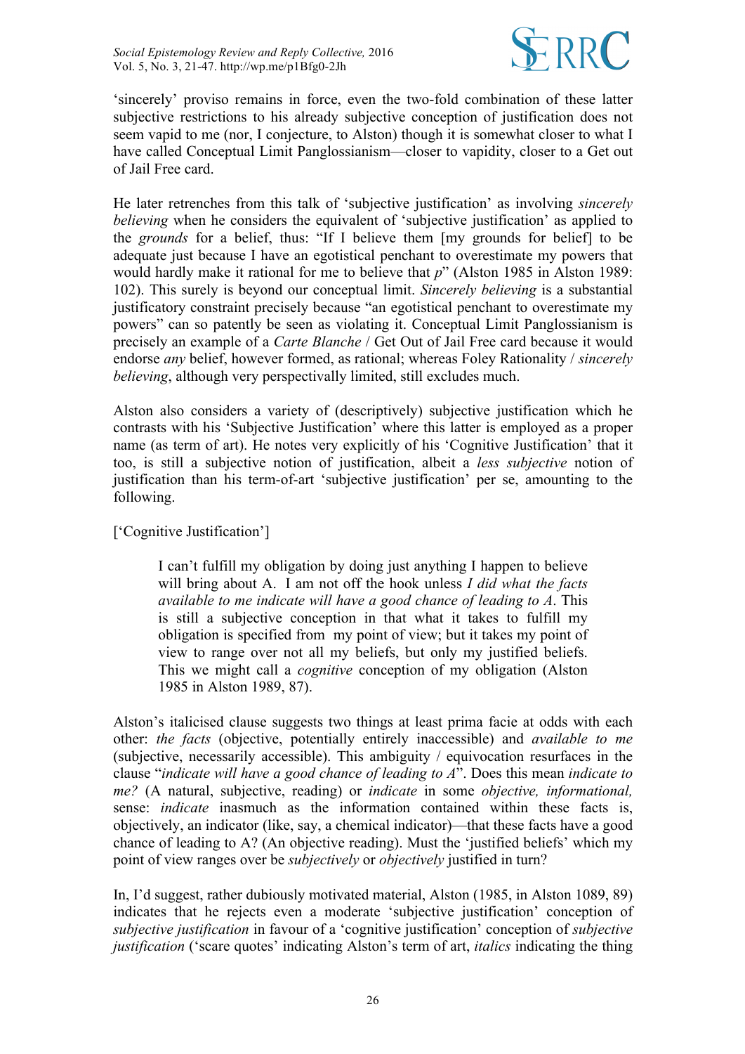'sincerely' proviso remains in force, even the two-fold combination of these latter subjective restrictions to his already subjective conception of justification does not seem vapid to me (nor, I conjecture, to Alston) though it is somewhat closer to what I have called Conceptual Limit Panglossianism—closer to vapidity, closer to a Get out of Jail Free card.

He later retrenches from this talk of 'subjective justification' as involving *sincerely believing* when he considers the equivalent of 'subjective justification' as applied to the *grounds* for a belief, thus: "If I believe them [my grounds for belief] to be adequate just because I have an egotistical penchant to overestimate my powers that would hardly make it rational for me to believe that *p*" (Alston 1985 in Alston 1989: 102). This surely is beyond our conceptual limit. *Sincerely believing* is a substantial justificatory constraint precisely because "an egotistical penchant to overestimate my powers" can so patently be seen as violating it. Conceptual Limit Panglossianism is precisely an example of a *Carte Blanche* / Get Out of Jail Free card because it would endorse *any* belief, however formed, as rational; whereas Foley Rationality / *sincerely believing*, although very perspectivally limited, still excludes much.

Alston also considers a variety of (descriptively) subjective justification which he contrasts with his 'Subjective Justification' where this latter is employed as a proper name (as term of art). He notes very explicitly of his 'Cognitive Justification' that it too, is still a subjective notion of justification, albeit a *less subjective* notion of justification than his term-of-art 'subjective justification' per se, amounting to the following.

['Cognitive Justification']

> I can't fulfill my obligation by doing just anything I happen to believe will bring about A. I am not off the hook unless *I did what the facts available to me indicate will have a good chance of leading to A*. This is still a subjective conception in that what it takes to fulfill my obligation is specified from my point of view; but it takes my point of view to range over not all my beliefs, but only my justified beliefs. This we might call a *cognitive* conception of my obligation (Alston 1985 in Alston 1989, 87).

Alston's italicised clause suggests two things at least prima facie at odds with each other: *the facts* (objective, potentially entirely inaccessible) and *available to me* (subjective, necessarily accessible). This ambiguity / equivocation resurfaces in the clause "*indicate will have a good chance of leading to A*". Does this mean *indicate to me?* (A natural, subjective, reading) or *indicate* in some *objective, informational,* sense: *indicate* inasmuch as the information contained within these facts is, objectively, an indicator (like, say, a chemical indicator)—that these facts have a good chance of leading to A? (An objective reading). Must the 'justified beliefs' which my point of view ranges over be *subjectively* or *objectively* justified in turn?

In, I'd suggest, rather dubiously motivated material, Alston (1985, in Alston 1089, 89) indicates that he rejects even a moderate 'subjective justification' conception of *subjective justification* in favour of a 'cognitive justification' conception of *subjective justification* ('scare quotes' indicating Alston's term of art, *italics* indicating the thing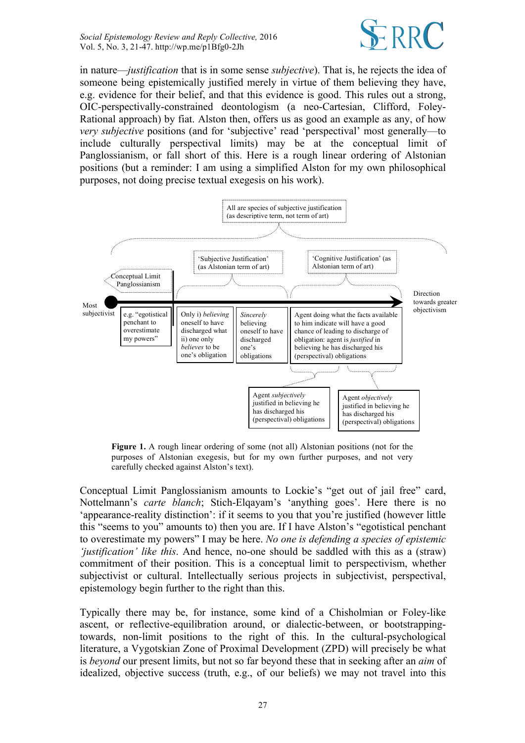in nature—*justification* that is in some sense *subjective*). That is, he rejects the idea of someone being epistemically justified merely in virtue of them believing they have, e.g. evidence for their belief, and that this evidence is good. This rules out a strong, OIC-perspectivally-constrained deontologism (a neo-Cartesian, Clifford, Foley-Rational approach) by fiat. Alston then, offers us as good an example as any, of how *very subjective* positions (and for 'subjective' read 'perspectival' most generally—to include culturally perspectival limits) may be at the conceptual limit of Panglossianism, or fall short of this. Here is a rough linear ordering of Alstonian positions (but a reminder: I am using a simplified Alston for my own philosophical purposes, not doing precise textual exegesis on his work).

All are species of subjective justification (as descriptive term, not term of art)

Conceptual Limit Panglossianism

'Subjective Justification' (as Alstonian term of art)

'Cognitive Justification' (as Alstonian term of art)

Most subjectivist

Direction towards greater objectivism

e.g. "egotistical penchant to overestimate my powers"

Only i) *believing* oneself to have discharged what ii) one only *believes* to be one's obligation

*Sincerely* believing oneself to have discharged one's obligations

Agent doing what the facts available to him indicate will have a good chance of leading to discharge of obligation: agent is *justified* in believing he has discharged his (perspectival) obligations

Agent *subjectively* justified in believing he has discharged his (perspectival) obligations

Agent *objectively* justified in believing he has discharged his (perspectival) obligations

**Figure 1.** A rough linear ordering of some (not all) Alstonian positions (not for the purposes of Alstonian exegesis, but for my own further purposes, and not very carefully checked against Alston's text).

Conceptual Limit Panglossianism amounts to Lockie's "get out of jail free" card, Nottelmann's *carte blanch*; Stich-Elqayam's 'anything goes'. Here there is no 'appearance-reality distinction': if it seems to you that you're justified (however little this "seems to you" amounts to) then you are. If I have Alston's "egotistical penchant to overestimate my powers" I may be here. *No one is defending a species of epistemic 'justification' like this*. And hence, no-one should be saddled with this as a (straw) commitment of their position. This is a conceptual limit to perspectivism, whether subjectivist or cultural. Intellectually serious projects in subjectivist, perspectival, epistemology begin further to the right than this.

Typically there may be, for instance, some kind of a Chisholmian or Foley-like ascent, or reflective-equilibration around, or dialectic-between, or bootstrapping-towards, non-limit positions to the right of this. In the cultural-psychological literature, a Vygotskian Zone of Proximal Development (ZPD) will precisely be what is *beyond* our present limits, but not so far beyond these that in seeking after an *aim* of idealized, objective success (truth, e.g., of our beliefs) we may not travel into this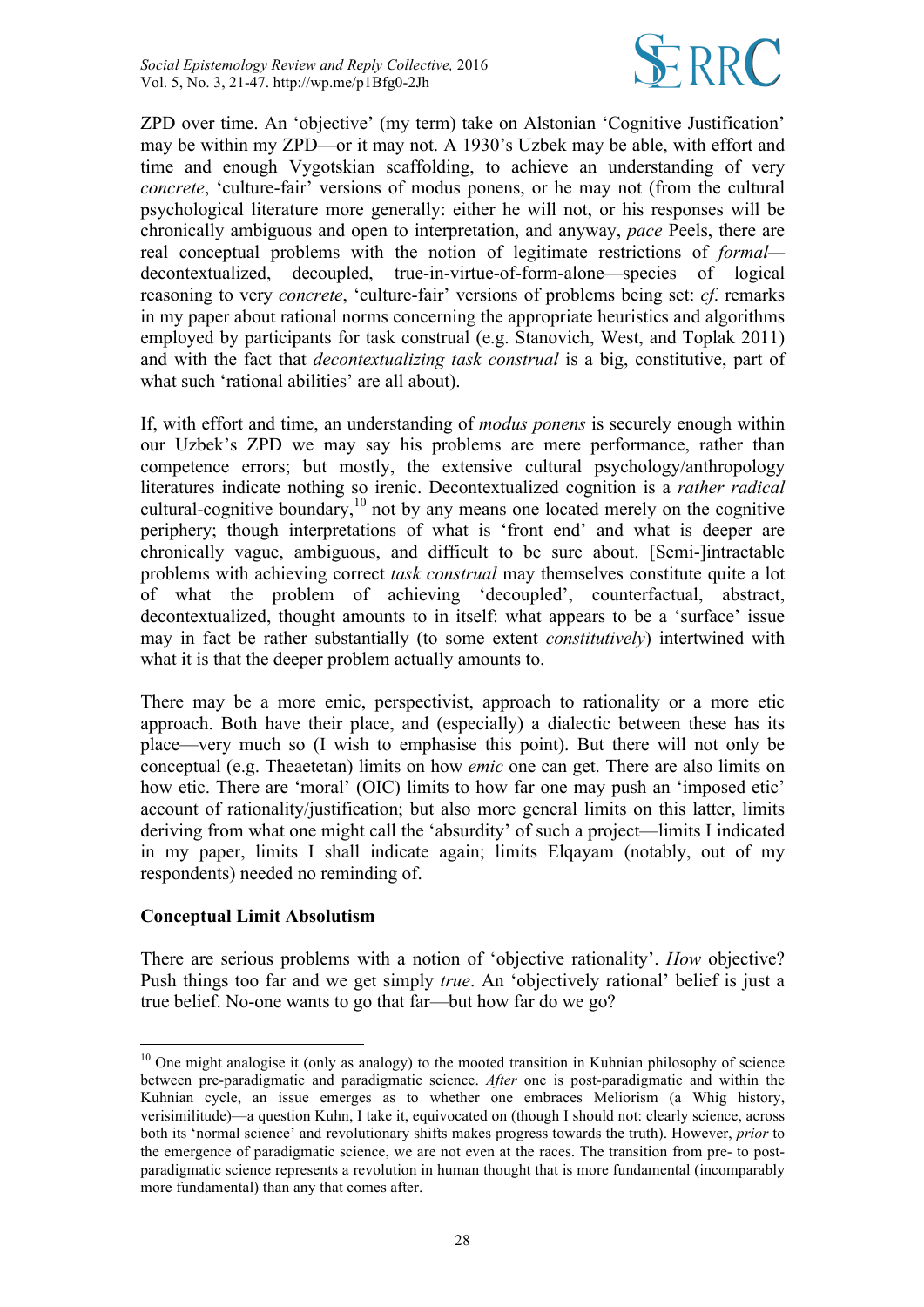ZPD over time. An 'objective' (my term) take on Alstonian 'Cognitive Justification' may be within my ZPD—or it may not. A 1930's Uzbek may be able, with effort and time and enough Vygotskian scaffolding, to achieve an understanding of very *concrete*, 'culture-fair' versions of modus ponens, or he may not (from the cultural psychological literature more generally: either he will not, or his responses will be chronically ambiguous and open to interpretation, and anyway, *pace* Peels, there are real conceptual problems with the notion of legitimate restrictions of *formal*—decontextualized, decoupled, true-in-virtue-of-form-alone—species of logical reasoning to very *concrete*, 'culture-fair' versions of problems being set: *cf*. remarks in my paper about rational norms concerning the appropriate heuristics and algorithms employed by participants for task construal (e.g. Stanovich, West, and Toplak 2011) and with the fact that *decontextualizing task construal* is a big, constitutive, part of what such 'rational abilities' are all about).

If, with effort and time, an understanding of *modus ponens* is securely enough within our Uzbek's ZPD we may say his problems are mere performance, rather than competence errors; but mostly, the extensive cultural psychology/anthropology literatures indicate nothing so irenic. Decontextualized cognition is a *rather radical* cultural-cognitive boundary,[10] not by any means one located merely on the cognitive periphery; though interpretations of what is 'front end' and what is deeper are chronically vague, ambiguous, and difficult to be sure about. [Semi-]intractable problems with achieving correct *task construal* may themselves constitute quite a lot of what the problem of achieving 'decoupled', counterfactual, abstract, decontextualized, thought amounts to in itself: what appears to be a 'surface' issue may in fact be rather substantially (to some extent *constitutively*) intertwined with what it is that the deeper problem actually amounts to.

There may be a more emic, perspectivist, approach to rationality or a more etic approach. Both have their place, and (especially) a dialectic between these has its place—very much so (I wish to emphasise this point). But there will not only be conceptual (e.g. Theaetetan) limits on how *emic* one can get. There are also limits on how etic. There are 'moral' (OIC) limits to how far one may push an 'imposed etic' account of rationality/justification; but also more general limits on this latter, limits deriving from what one might call the 'absurdity' of such a project—limits I indicated in my paper, limits I shall indicate again; limits Elqayam (notably, out of my respondents) needed no reminding of.

**Conceptual Limit Absolutism**

There are serious problems with a notion of 'objective rationality'. *How* objective? Push things too far and we get simply *true*. An 'objectively rational' belief is just a true belief. No-one wants to go that far—but how far do we go?

---

[10] One might analogise it (only as analogy) to the mooted transition in Kuhnian philosophy of science between pre-paradigmatic and paradigmatic science. *After* one is post-paradigmatic and within the Kuhnian cycle, an issue emerges as to whether one embraces Meliorism (a Whig history, verisimilitude)—a question Kuhn, I take it, equivocated on (though I should not: clearly science, across both its 'normal science' and revolutionary shifts makes progress towards the truth). However, *prior* to the emergence of paradigmatic science, we are not even at the races. The transition from pre- to post-paradigmatic science represents a revolution in human thought that is more fundamental (incomparably more fundamental) than any that comes after.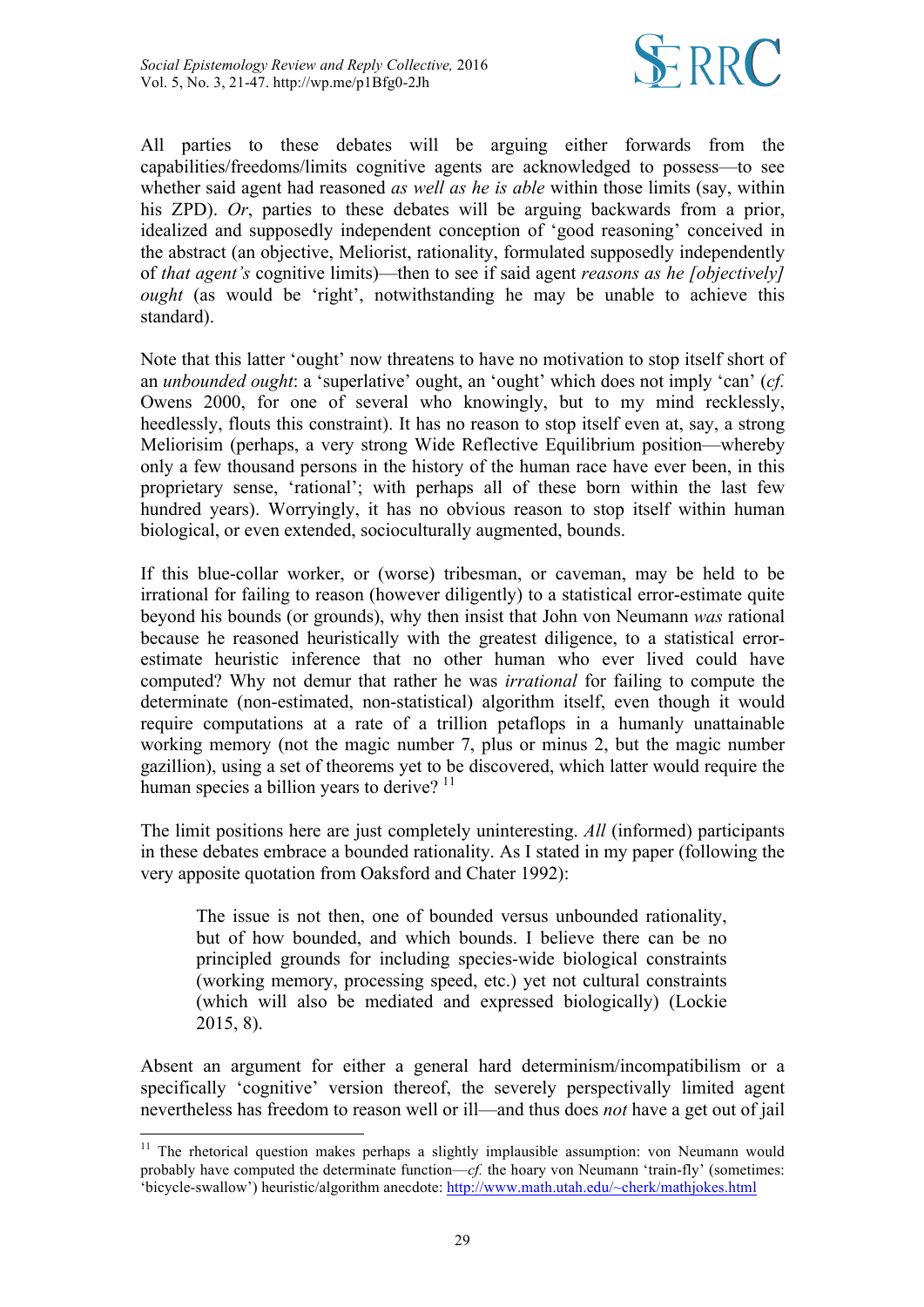All parties to these debates will be arguing either forwards from the capabilities/freedoms/limits cognitive agents are acknowledged to possess—to see whether said agent had reasoned *as well as he is able* within those limits (say, within his ZPD). *Or*, parties to these debates will be arguing backwards from a prior, idealized and supposedly independent conception of 'good reasoning' conceived in the abstract (an objective, Meliorist, rationality, formulated supposedly independently of *that agent's* cognitive limits)—then to see if said agent *reasons as he [objectively] ought* (as would be 'right', notwithstanding he may be unable to achieve this standard).

Note that this latter 'ought' now threatens to have no motivation to stop itself short of an *unbounded ought*: a 'superlative' ought, an 'ought' which does not imply 'can' (*cf.* Owens 2000, for one of several who knowingly, but to my mind recklessly, heedlessly, flouts this constraint). It has no reason to stop itself even at, say, a strong Meliorisim (perhaps, a very strong Wide Reflective Equilibrium position—whereby only a few thousand persons in the history of the human race have ever been, in this proprietary sense, 'rational'; with perhaps all of these born within the last few hundred years). Worryingly, it has no obvious reason to stop itself within human biological, or even extended, socioculturally augmented, bounds.

If this blue-collar worker, or (worse) tribesman, or caveman, may be held to be irrational for failing to reason (however diligently) to a statistical error-estimate quite beyond his bounds (or grounds), why then insist that John von Neumann *was* rational because he reasoned heuristically with the greatest diligence, to a statistical error-estimate heuristic inference that no other human who ever lived could have computed? Why not demur that rather he was *irrational* for failing to compute the determinate (non-estimated, non-statistical) algorithm itself, even though it would require computations at a rate of a trillion petaflops in a humanly unattainable working memory (not the magic number 7, plus or minus 2, but the magic number gazillion), using a set of theorems yet to be discovered, which latter would require the human species a billion years to derive? [11]

The limit positions here are just completely uninteresting. *All* (informed) participants in these debates embrace a bounded rationality. As I stated in my paper (following the very apposite quotation from Oaksford and Chater 1992):

> The issue is not then, one of bounded versus unbounded rationality, but of how bounded, and which bounds. I believe there can be no principled grounds for including species-wide biological constraints (working memory, processing speed, etc.) yet not cultural constraints (which will also be mediated and expressed biologically) (Lockie 2015, 8).

Absent an argument for either a general hard determinism/incompatibilism or a specifically 'cognitive' version thereof, the severely perspectivally limited agent nevertheless has freedom to reason well or ill—and thus does *not* have a get out of jail

---

[11] The rhetorical question makes perhaps a slightly implausible assumption: von Neumann would probably have computed the determinate function—*cf.* the hoary von Neumann 'train-fly' (sometimes: 'bicycle-swallow') heuristic/algorithm anecdote: http://www.math.utah.edu/~cherk/mathjokes.html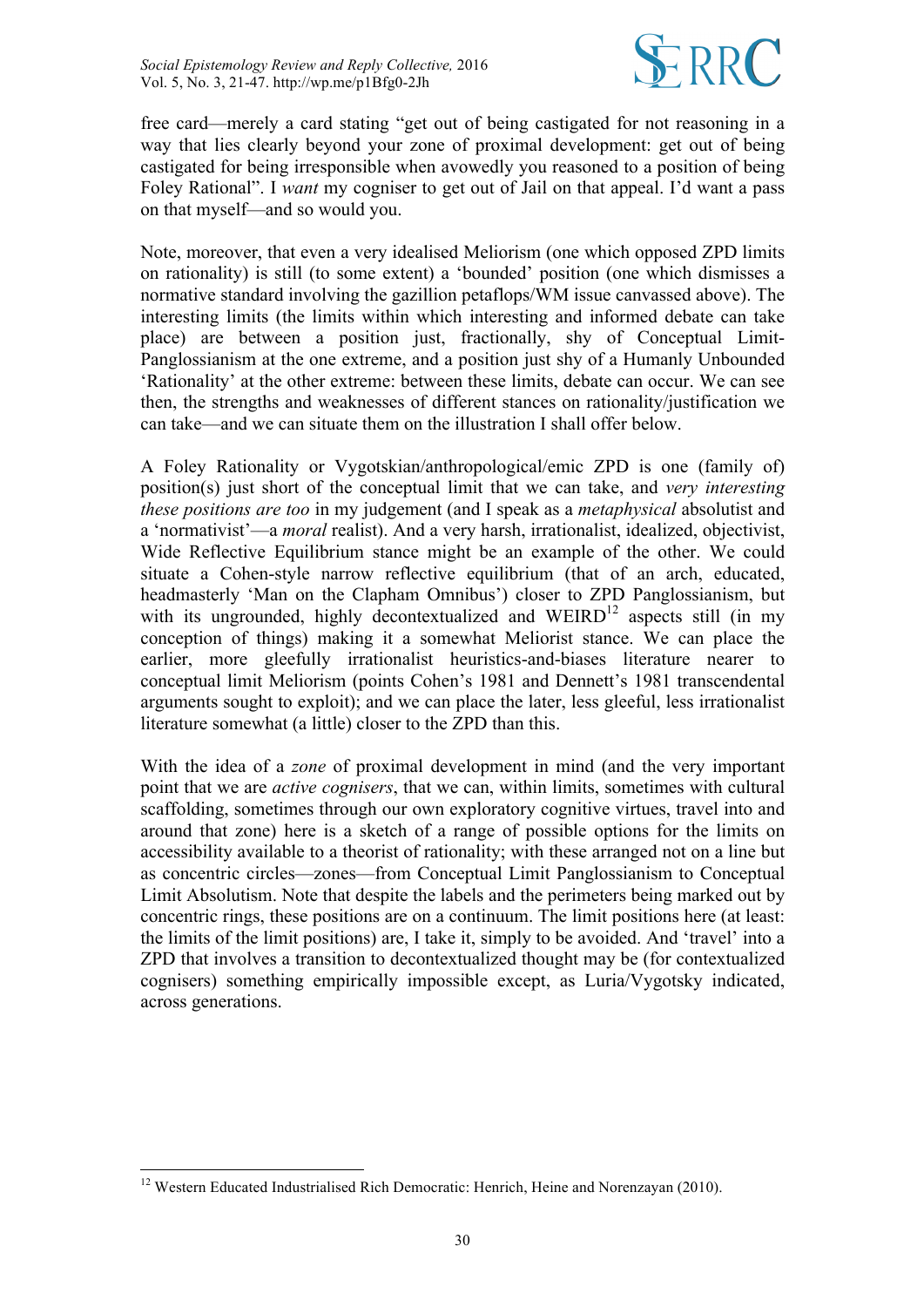free card—merely a card stating "get out of being castigated for not reasoning in a way that lies clearly beyond your zone of proximal development: get out of being castigated for being irresponsible when avowedly you reasoned to a position of being Foley Rational". I *want* my cogniser to get out of Jail on that appeal. I'd want a pass on that myself—and so would you.

Note, moreover, that even a very idealised Meliorism (one which opposed ZPD limits on rationality) is still (to some extent) a 'bounded' position (one which dismisses a normative standard involving the gazillion petaflops/WM issue canvassed above). The interesting limits (the limits within which interesting and informed debate can take place) are between a position just, fractionally, shy of Conceptual Limit-Panglossianism at the one extreme, and a position just shy of a Humanly Unbounded 'Rationality' at the other extreme: between these limits, debate can occur. We can see then, the strengths and weaknesses of different stances on rationality/justification we can take—and we can situate them on the illustration I shall offer below.

A Foley Rationality or Vygotskian/anthropological/emic ZPD is one (family of) position(s) just short of the conceptual limit that we can take, and *very interesting these positions are too* in my judgement (and I speak as a *metaphysical* absolutist and a 'normativist'—a *moral* realist). And a very harsh, irrationalist, idealized, objectivist, Wide Reflective Equilibrium stance might be an example of the other. We could situate a Cohen-style narrow reflective equilibrium (that of an arch, educated, headmasterly 'Man on the Clapham Omnibus') closer to ZPD Panglossianism, but with its ungrounded, highly decontextualized and WEIRD[12] aspects still (in my conception of things) making it a somewhat Meliorist stance. We can place the earlier, more gleefully irrationalist heuristics-and-biases literature nearer to conceptual limit Meliorism (points Cohen's 1981 and Dennett's 1981 transcendental arguments sought to exploit); and we can place the later, less gleeful, less irrationalist literature somewhat (a little) closer to the ZPD than this.

With the idea of a *zone* of proximal development in mind (and the very important point that we are *active cognisers*, that we can, within limits, sometimes with cultural scaffolding, sometimes through our own exploratory cognitive virtues, travel into and around that zone) here is a sketch of a range of possible options for the limits on accessibility available to a theorist of rationality; with these arranged not on a line but as concentric circles—zones—from Conceptual Limit Panglossianism to Conceptual Limit Absolutism. Note that despite the labels and the perimeters being marked out by concentric rings, these positions are on a continuum. The limit positions here (at least: the limits of the limit positions) are, I take it, simply to be avoided. And 'travel' into a ZPD that involves a transition to decontextualized thought may be (for contextualized cognisers) something empirically impossible except, as Luria/Vygotsky indicated, across generations.

---

[12] Western Educated Industrialised Rich Democratic: Henrich, Heine and Norenzayan (2010).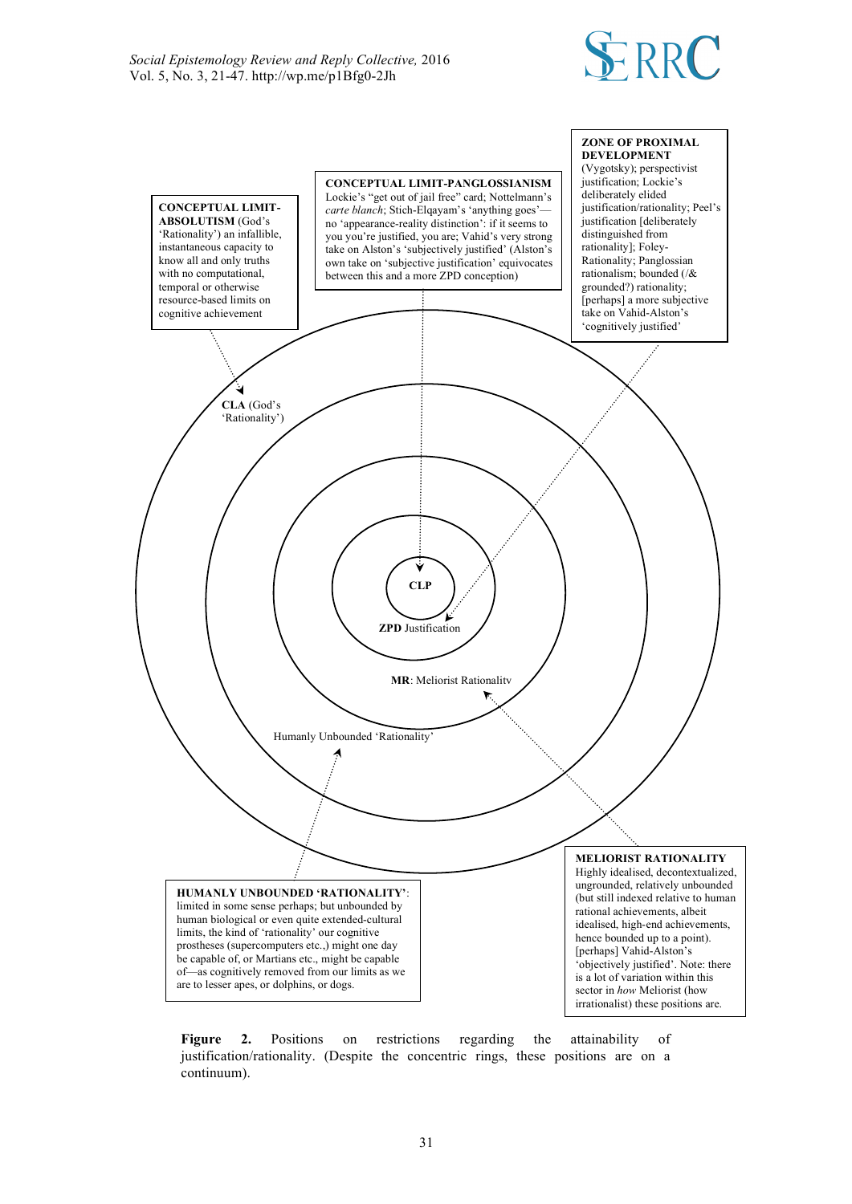**CONCEPTUAL LIMIT-ABSOLUTISM** (God's 'Rationality') an infallible, instantaneous capacity to know all and only truths with no computational, temporal or otherwise resource-based limits on cognitive achievement

**CONCEPTUAL LIMIT-PANGLOSSIANISM** Lockie's "get out of jail free" card; Nottelmann's *carte blanch*; Stich-Elqayam's 'anything goes'—no 'appearance-reality distinction': if it seems to you you're justified, you are; Vahid's very strong take on Alston's 'subjectively justified' (Alston's own take on 'subjective justification' equivocates between this and a more ZPD conception)

**ZONE OF PROXIMAL DEVELOPMENT** (Vygotsky); perspectivist justification; Lockie's deliberately elided justification/rationality; Peel's justification [deliberately distinguished from rationality]; Foley-Rationality; Panglossian rationalism; bounded (/& grounded?) rationality; [perhaps] a more subjective take on Vahid-Alston's 'cognitively justified'

**CLA** (God's 'Rationality')

**CLP**

**ZPD** Justification

**MR**: Meliorist Rationality

Humanly Unbounded 'Rationality'

**HUMANLY UNBOUNDED 'RATIONALITY'**: limited in some sense perhaps; but unbounded by human biological or even quite extended-cultural limits, the kind of 'rationality' our cognitive prostheses (supercomputers etc.,) might one day be capable of, or Martians etc., might be capable of—as cognitively removed from our limits as we are to lesser apes, or dolphins, or dogs.

**MELIORIST RATIONALITY** Highly idealised, decontextualized, ungrounded, relatively unbounded (but still indexed relative to human rational achievements, albeit idealised, high-end achievements, hence bounded up to a point). [perhaps] Vahid-Alston's 'objectively justified'. Note: there is a lot of variation within this sector in *how* Meliorist (how irrationalist) these positions are.

**Figure 2.** Positions on restrictions regarding the attainability of justification/rationality. (Despite the concentric rings, these positions are on a continuum).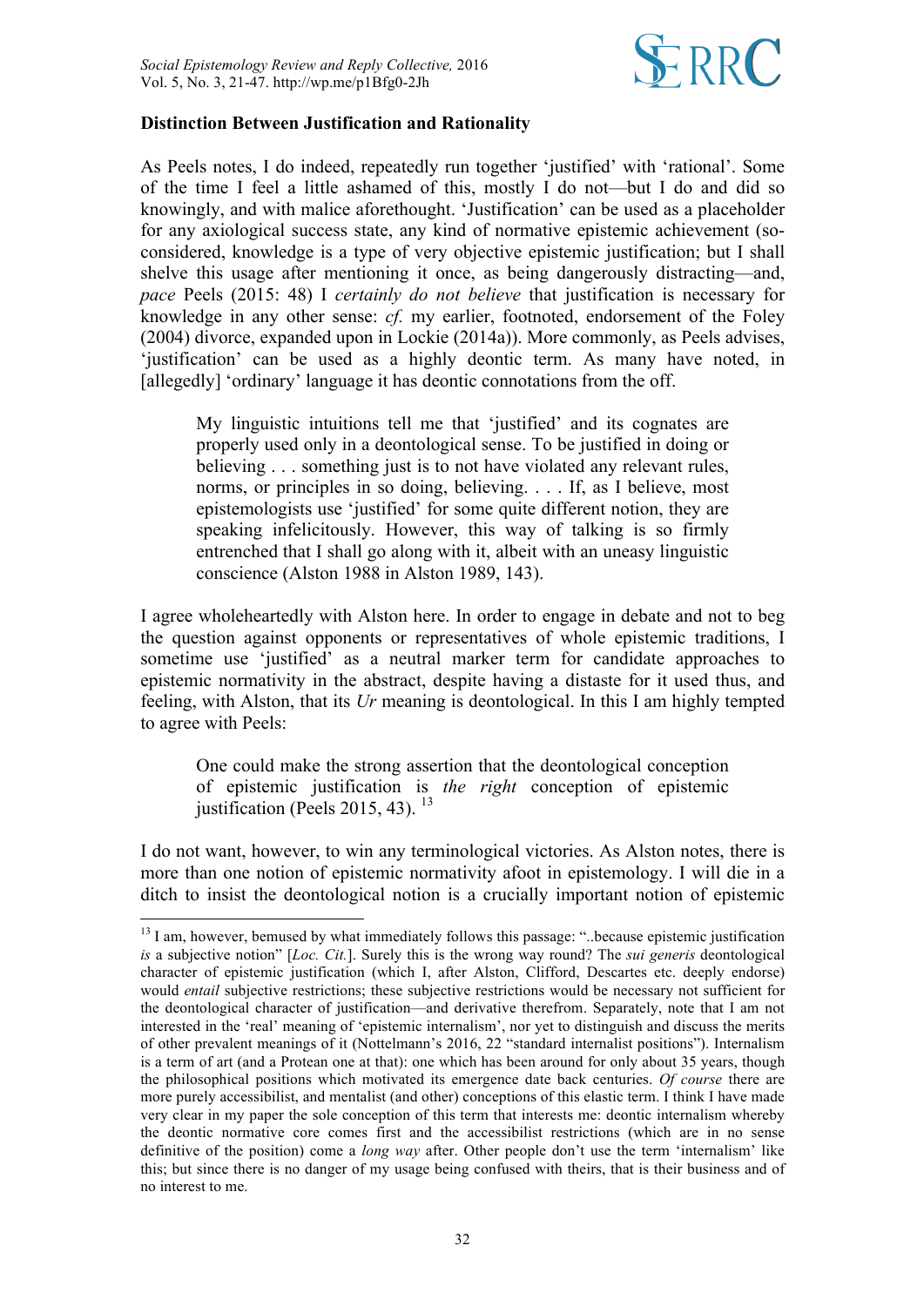**Distinction Between Justification and Rationality**

As Peels notes, I do indeed, repeatedly run together 'justified' with 'rational'. Some of the time I feel a little ashamed of this, mostly I do not—but I do and did so knowingly, and with malice aforethought. 'Justification' can be used as a placeholder for any axiological success state, any kind of normative epistemic achievement (so-considered, knowledge is a type of very objective epistemic justification; but I shall shelve this usage after mentioning it once, as being dangerously distracting—and, *pace* Peels (2015: 48) I *certainly do not believe* that justification is necessary for knowledge in any other sense: *cf.* my earlier, footnoted, endorsement of the Foley (2004) divorce, expanded upon in Lockie (2014a)). More commonly, as Peels advises, 'justification' can be used as a highly deontic term. As many have noted, in [allegedly] 'ordinary' language it has deontic connotations from the off.

> My linguistic intuitions tell me that 'justified' and its cognates are properly used only in a deontological sense. To be justified in doing or believing . . . something just is to not have violated any relevant rules, norms, or principles in so doing, believing. . . . If, as I believe, most epistemologists use 'justified' for some quite different notion, they are speaking infelicitously. However, this way of talking is so firmly entrenched that I shall go along with it, albeit with an uneasy linguistic conscience (Alston 1988 in Alston 1989, 143).

I agree wholeheartedly with Alston here. In order to engage in debate and not to beg the question against opponents or representatives of whole epistemic traditions, I sometime use 'justified' as a neutral marker term for candidate approaches to epistemic normativity in the abstract, despite having a distaste for it used thus, and feeling, with Alston, that its *Ur* meaning is deontological. In this I am highly tempted to agree with Peels:

> One could make the strong assertion that the deontological conception of epistemic justification is *the right* conception of epistemic justification (Peels 2015, 43). [13]

I do not want, however, to win any terminological victories. As Alston notes, there is more than one notion of epistemic normativity afoot in epistemology. I will die in a ditch to insist the deontological notion is a crucially important notion of epistemic

[13] I am, however, bemused by what immediately follows this passage: "..because epistemic justification *is* a subjective notion" [*Loc. Cit.*]. Surely this is the wrong way round? The *sui generis* deontological character of epistemic justification (which I, after Alston, Clifford, Descartes etc. deeply endorse) would *entail* subjective restrictions; these subjective restrictions would be necessary not sufficient for the deontological character of justification—and derivative therefrom. Separately, note that I am not interested in the 'real' meaning of 'epistemic internalism', nor yet to distinguish and discuss the merits of other prevalent meanings of it (Nottelmann's 2016, 22 "standard internalist positions"). Internalism is a term of art (and a Protean one at that): one which has been around for only about 35 years, though the philosophical positions which motivated its emergence date back centuries. *Of course* there are more purely accessibilist, and mentalist (and other) conceptions of this elastic term. I think I have made very clear in my paper the sole conception of this term that interests me: deontic internalism whereby the deontic normative core comes first and the accessibilist restrictions (which are in no sense definitive of the position) come a *long way* after. Other people don't use the term 'internalism' like this; but since there is no danger of my usage being confused with theirs, that is their business and of no interest to me.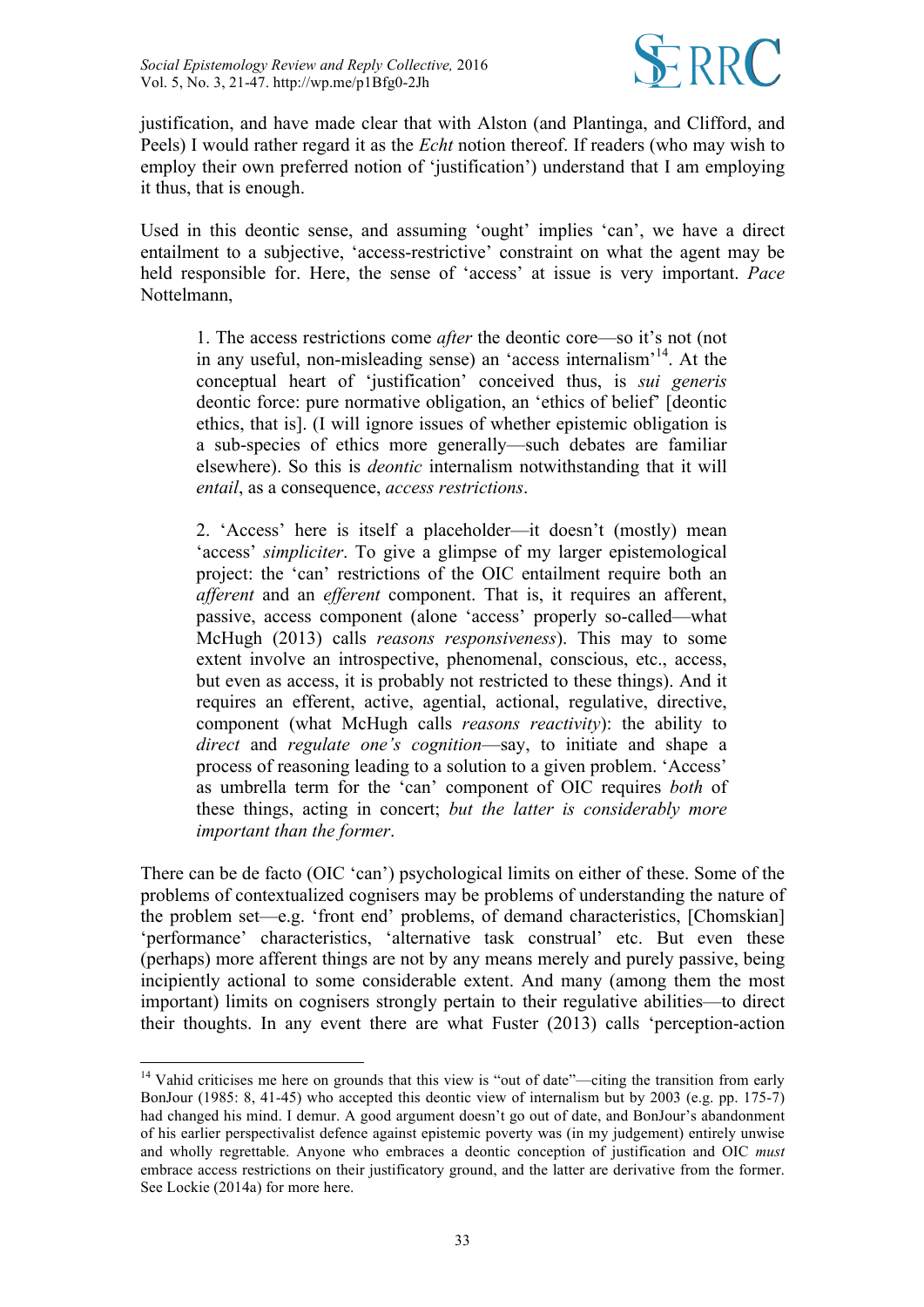justification, and have made clear that with Alston (and Plantinga, and Clifford, and Peels) I would rather regard it as the *Echt* notion thereof. If readers (who may wish to employ their own preferred notion of 'justification') understand that I am employing it thus, that is enough.

Used in this deontic sense, and assuming 'ought' implies 'can', we have a direct entailment to a subjective, 'access-restrictive' constraint on what the agent may be held responsible for. Here, the sense of 'access' at issue is very important. *Pace* Nottelmann,

> 1. The access restrictions come *after* the deontic core—so it's not (not in any useful, non-misleading sense) an 'access internalism'[14]. At the conceptual heart of 'justification' conceived thus, is *sui generis* deontic force: pure normative obligation, an 'ethics of belief' [deontic ethics, that is]. (I will ignore issues of whether epistemic obligation is a sub-species of ethics more generally—such debates are familiar elsewhere). So this is *deontic* internalism notwithstanding that it will *entail*, as a consequence, *access restrictions*.
>
> 2. 'Access' here is itself a placeholder—it doesn't (mostly) mean 'access' *simpliciter*. To give a glimpse of my larger epistemological project: the 'can' restrictions of the OIC entailment require both an *afferent* and an *efferent* component. That is, it requires an afferent, passive, access component (alone 'access' properly so-called—what McHugh (2013) calls *reasons responsiveness*). This may to some extent involve an introspective, phenomenal, conscious, etc., access, but even as access, it is probably not restricted to these things). And it requires an efferent, active, agential, actional, regulative, directive, component (what McHugh calls *reasons reactivity*): the ability to *direct* and *regulate one's cognition*—say, to initiate and shape a process of reasoning leading to a solution to a given problem. 'Access' as umbrella term for the 'can' component of OIC requires *both* of these things, acting in concert; *but the latter is considerably more important than the former*.

There can be de facto (OIC 'can') psychological limits on either of these. Some of the problems of contextualized cognisers may be problems of understanding the nature of the problem set—e.g. 'front end' problems, of demand characteristics, [Chomskian] 'performance' characteristics, 'alternative task construal' etc. But even these (perhaps) more afferent things are not by any means merely and purely passive, being incipiently actional to some considerable extent. And many (among them the most important) limits on cognisers strongly pertain to their regulative abilities—to direct their thoughts. In any event there are what Fuster (2013) calls 'perception-action

---

[14] Vahid criticises me here on grounds that this view is "out of date"—citing the transition from early BonJour (1985: 8, 41-45) who accepted this deontic view of internalism but by 2003 (e.g. pp. 175-7) had changed his mind. I demur. A good argument doesn't go out of date, and BonJour's abandonment of his earlier perspectivalist defence against epistemic poverty was (in my judgement) entirely unwise and wholly regrettable. Anyone who embraces a deontic conception of justification and OIC *must* embrace access restrictions on their justificatory ground, and the latter are derivative from the former. See Lockie (2014a) for more here.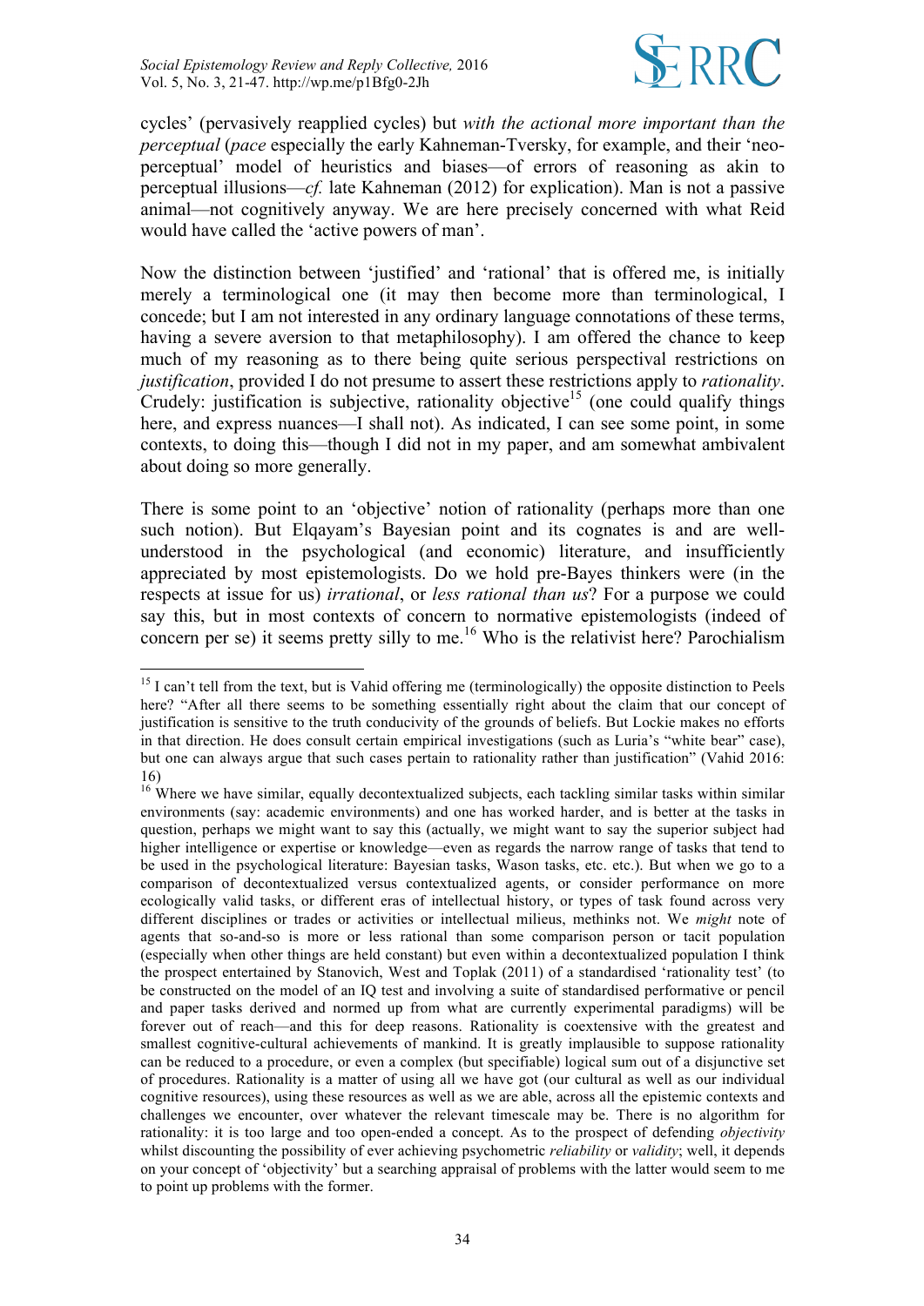cycles' (pervasively reapplied cycles) but *with the actional more important than the perceptual* (*pace* especially the early Kahneman-Tversky, for example, and their 'neo-perceptual' model of heuristics and biases—of errors of reasoning as akin to perceptual illusions—*cf.* late Kahneman (2012) for explication). Man is not a passive animal—not cognitively anyway. We are here precisely concerned with what Reid would have called the 'active powers of man'.

Now the distinction between 'justified' and 'rational' that is offered me, is initially merely a terminological one (it may then become more than terminological, I concede; but I am not interested in any ordinary language connotations of these terms, having a severe aversion to that metaphilosophy). I am offered the chance to keep much of my reasoning as to there being quite serious perspectival restrictions on *justification*, provided I do not presume to assert these restrictions apply to *rationality*. Crudely: justification is subjective, rationality objective[15] (one could qualify things here, and express nuances—I shall not). As indicated, I can see some point, in some contexts, to doing this—though I did not in my paper, and am somewhat ambivalent about doing so more generally.

There is some point to an 'objective' notion of rationality (perhaps more than one such notion). But Elqayam's Bayesian point and its cognates is and are well-understood in the psychological (and economic) literature, and insufficiently appreciated by most epistemologists. Do we hold pre-Bayes thinkers were (in the respects at issue for us) *irrational*, or *less rational than us*? For a purpose we could say this, but in most contexts of concern to normative epistemologists (indeed of concern per se) it seems pretty silly to me.[16] Who is the relativist here? Parochialism

---

[15] I can't tell from the text, but is Vahid offering me (terminologically) the opposite distinction to Peels here? "After all there seems to be something essentially right about the claim that our concept of justification is sensitive to the truth conducivity of the grounds of beliefs. But Lockie makes no efforts in that direction. He does consult certain empirical investigations (such as Luria's "white bear" case), but one can always argue that such cases pertain to rationality rather than justification" (Vahid 2016: 16)

[16] Where we have similar, equally decontextualized subjects, each tackling similar tasks within similar environments (say: academic environments) and one has worked harder, and is better at the tasks in question, perhaps we might want to say this (actually, we might want to say the superior subject had higher intelligence or expertise or knowledge—even as regards the narrow range of tasks that tend to be used in the psychological literature: Bayesian tasks, Wason tasks, etc. etc.). But when we go to a comparison of decontextualized versus contextualized agents, or consider performance on more ecologically valid tasks, or different eras of intellectual history, or types of task found across very different disciplines or trades or activities or intellectual milieus, methinks not. We *might* note of agents that so-and-so is more or less rational than some comparison person or tacit population (especially when other things are held constant) but even within a decontextualized population I think the prospect entertained by Stanovich, West and Toplak (2011) of a standardised 'rationality test' (to be constructed on the model of an IQ test and involving a suite of standardised performative or pencil and paper tasks derived and normed up from what are currently experimental paradigms) will be forever out of reach—and this for deep reasons. Rationality is coextensive with the greatest and smallest cognitive-cultural achievements of mankind. It is greatly implausible to suppose rationality can be reduced to a procedure, or even a complex (but specifiable) logical sum out of a disjunctive set of procedures. Rationality is a matter of using all we have got (our cultural as well as our individual cognitive resources), using these resources as well as we are able, across all the epistemic contexts and challenges we encounter, over whatever the relevant timescale may be. There is no algorithm for rationality: it is too large and too open-ended a concept. As to the prospect of defending *objectivity* whilst discounting the possibility of ever achieving psychometric *reliability* or *validity*; well, it depends on your concept of 'objectivity' but a searching appraisal of problems with the latter would seem to me to point up problems with the former.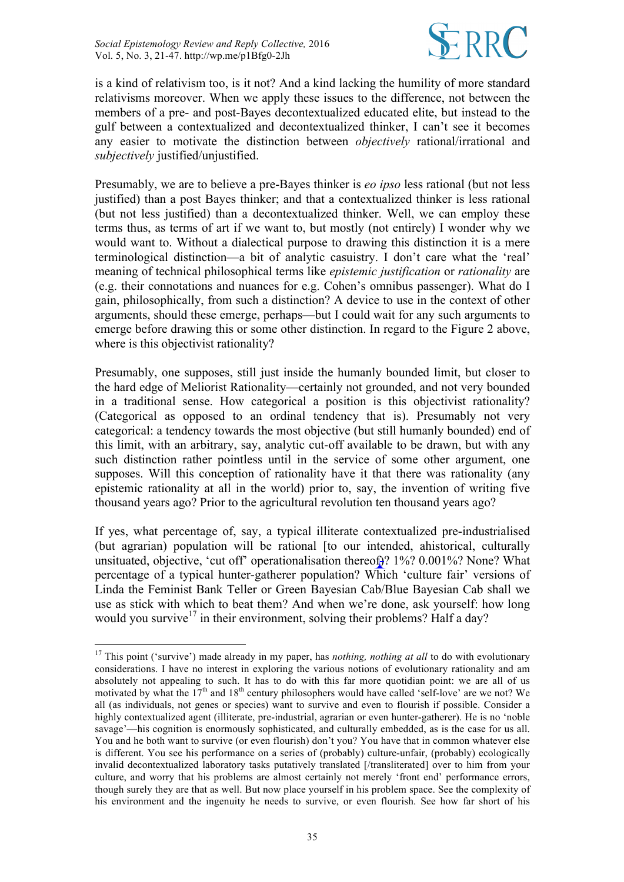is a kind of relativism too, is it not? And a kind lacking the humility of more standard relativisms moreover. When we apply these issues to the difference, not between the members of a pre- and post-Bayes decontextualized educated elite, but instead to the gulf between a contextualized and decontextualized thinker, I can't see it becomes any easier to motivate the distinction between *objectively* rational/irrational and *subjectively* justified/unjustified.

Presumably, we are to believe a pre-Bayes thinker is *eo ipso* less rational (but not less justified) than a post Bayes thinker; and that a contextualized thinker is less rational (but not less justified) than a decontextualized thinker. Well, we can employ these terms thus, as terms of art if we want to, but mostly (not entirely) I wonder why we would want to. Without a dialectical purpose to drawing this distinction it is a mere terminological distinction—a bit of analytic casuistry. I don't care what the 'real' meaning of technical philosophical terms like *epistemic justification* or *rationality* are (e.g. their connotations and nuances for e.g. Cohen's omnibus passenger). What do I gain, philosophically, from such a distinction? A device to use in the context of other arguments, should these emerge, perhaps—but I could wait for any such arguments to emerge before drawing this or some other distinction. In regard to the Figure 2 above, where is this objectivist rationality?

Presumably, one supposes, still just inside the humanly bounded limit, but closer to the hard edge of Meliorist Rationality—certainly not grounded, and not very bounded in a traditional sense. How categorical a position is this objectivist rationality? (Categorical as opposed to an ordinal tendency that is). Presumably not very categorical: a tendency towards the most objective (but still humanly bounded) end of this limit, with an arbitrary, say, analytic cut-off available to be drawn, but with any such distinction rather pointless until in the service of some other argument, one supposes. Will this conception of rationality have it that there was rationality (any epistemic rationality at all in the world) prior to, say, the invention of writing five thousand years ago? Prior to the agricultural revolution ten thousand years ago?

If yes, what percentage of, say, a typical illiterate contextualized pre-industrialised (but agrarian) population will be rational [to our intended, ahistorical, culturally unsituated, objective, 'cut off' operationalisation thereof]? 1%? 0.001%? None? What percentage of a typical hunter-gatherer population? Which 'culture fair' versions of Linda the Feminist Bank Teller or Green Bayesian Cab/Blue Bayesian Cab shall we use as stick with which to beat them? And when we're done, ask yourself: how long would you survive[17] in their environment, solving their problems? Half a day?

---

[17] This point ('survive') made already in my paper, has *nothing, nothing at all* to do with evolutionary considerations. I have no interest in exploring the various notions of evolutionary rationality and am absolutely not appealing to such. It has to do with this far more quotidian point: we are all of us motivated by what the 17th and 18th century philosophers would have called 'self-love' are we not? We all (as individuals, not genes or species) want to survive and even to flourish if possible. Consider a highly contextualized agent (illiterate, pre-industrial, agrarian or even hunter-gatherer). He is no 'noble savage'—his cognition is enormously sophisticated, and culturally embedded, as is the case for us all. You and he both want to survive (or even flourish) don't you? You have that in common whatever else is different. You see his performance on a series of (probably) culture-unfair, (probably) ecologically invalid decontextualized laboratory tasks putatively translated [/transliterated] over to him from your culture, and worry that his problems are almost certainly not merely 'front end' performance errors, though surely they are that as well. But now place yourself in his problem space. See the complexity of his environment and the ingenuity he needs to survive, or even flourish. See how far short of his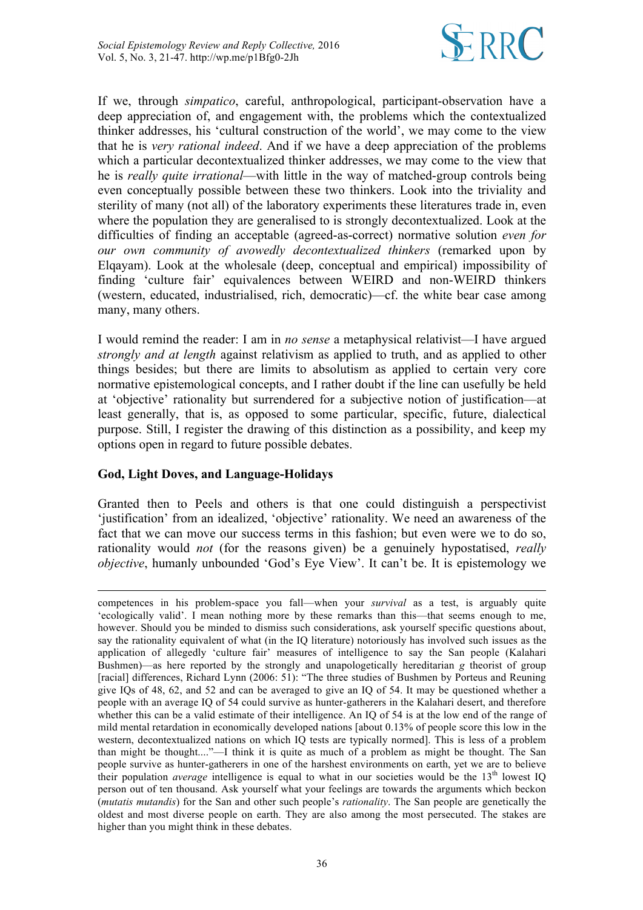If we, through *simpatico*, careful, anthropological, participant-observation have a deep appreciation of, and engagement with, the problems which the contextualized thinker addresses, his 'cultural construction of the world', we may come to the view that he is *very rational indeed*. And if we have a deep appreciation of the problems which a particular decontextualized thinker addresses, we may come to the view that he is *really quite irrational*—with little in the way of matched-group controls being even conceptually possible between these two thinkers. Look into the triviality and sterility of many (not all) of the laboratory experiments these literatures trade in, even where the population they are generalised to is strongly decontextualized. Look at the difficulties of finding an acceptable (agreed-as-correct) normative solution *even for our own community of avowedly decontextualized thinkers* (remarked upon by Elqayam). Look at the wholesale (deep, conceptual and empirical) impossibility of finding 'culture fair' equivalences between WEIRD and non-WEIRD thinkers (western, educated, industrialised, rich, democratic)—cf. the white bear case among many, many others.

I would remind the reader: I am in *no sense* a metaphysical relativist—I have argued *strongly and at length* against relativism as applied to truth, and as applied to other things besides; but there are limits to absolutism as applied to certain very core normative epistemological concepts, and I rather doubt if the line can usefully be held at 'objective' rationality but surrendered for a subjective notion of justification—at least generally, that is, as opposed to some particular, specific, future, dialectical purpose. Still, I register the drawing of this distinction as a possibility, and keep my options open in regard to future possible debates.

### God, Light Doves, and Language-Holidays

Granted then to Peels and others is that one could distinguish a perspectivist 'justification' from an idealized, 'objective' rationality. We need an awareness of the fact that we can move our success terms in this fashion; but even were we to do so, rationality would *not* (for the reasons given) be a genuinely hypostatised, *really objective*, humanly unbounded 'God's Eye View'. It can't be. It is epistemology we

---

competences in his problem-space you fall—when your *survival* as a test, is arguably quite 'ecologically valid'. I mean nothing more by these remarks than this—that seems enough to me, however. Should you be minded to dismiss such considerations, ask yourself specific questions about, say the rationality equivalent of what (in the IQ literature) notoriously has involved such issues as the application of allegedly 'culture fair' measures of intelligence to say the San people (Kalahari Bushmen)—as here reported by the strongly and unapologetically hereditarian *g* theorist of group [racial] differences, Richard Lynn (2006: 51): "The three studies of Bushmen by Porteus and Reuning give IQs of 48, 62, and 52 and can be averaged to give an IQ of 54. It may be questioned whether a people with an average IQ of 54 could survive as hunter-gatherers in the Kalahari desert, and therefore whether this can be a valid estimate of their intelligence. An IQ of 54 is at the low end of the range of mild mental retardation in economically developed nations [about 0.13% of people score this low in the western, decontextualized nations on which IQ tests are typically normed]. This is less of a problem than might be thought...."—I think it is quite as much of a problem as might be thought. The San people survive as hunter-gatherers in one of the harshest environments on earth, yet we are to believe their population *average* intelligence is equal to what in our societies would be the 13th lowest IQ person out of ten thousand. Ask yourself what your feelings are towards the arguments which beckon (*mutatis mutandis*) for the San and other such people's *rationality*. The San people are genetically the oldest and most diverse people on earth. They are also among the most persecuted. The stakes are higher than you might think in these debates.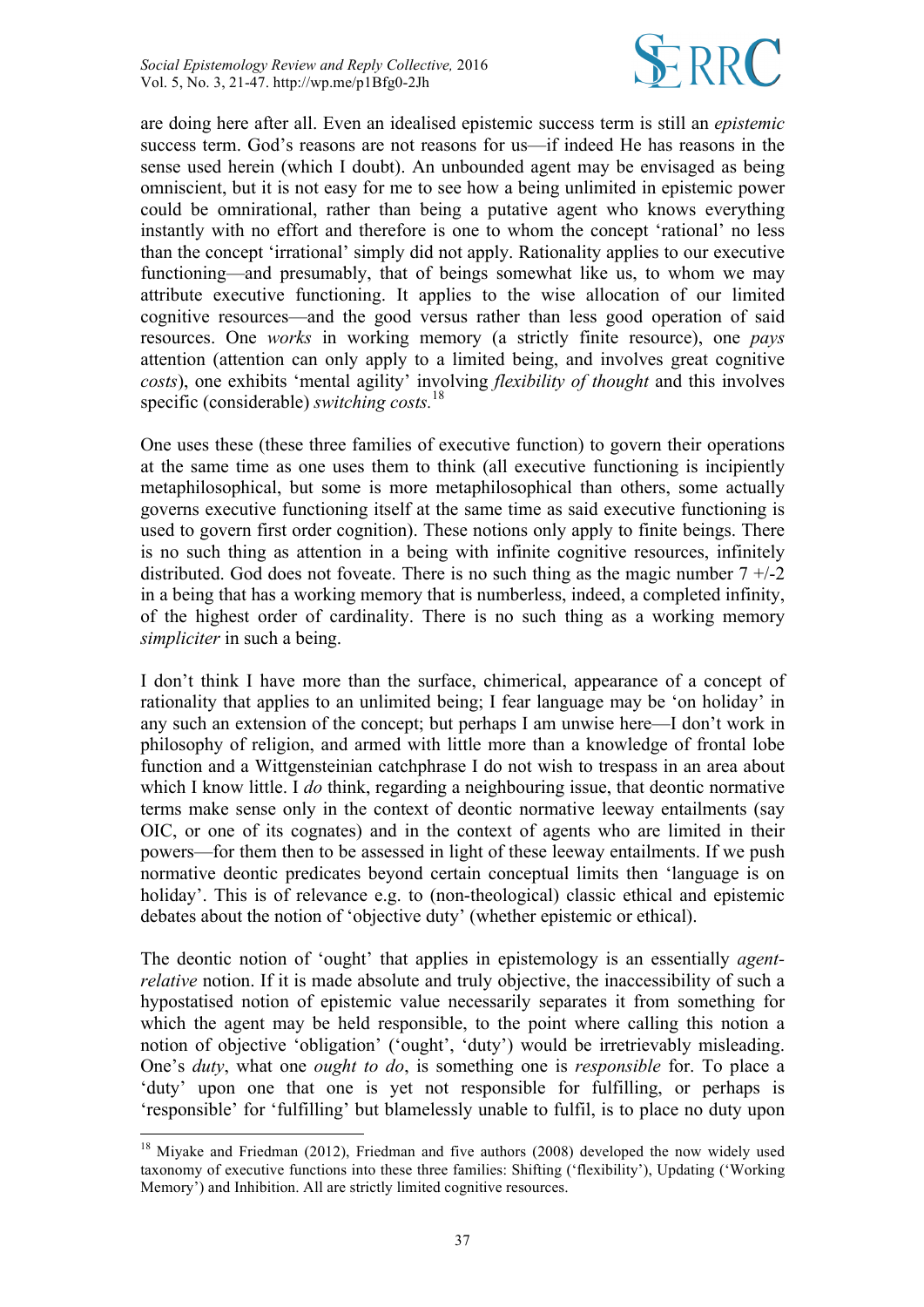are doing here after all. Even an idealised epistemic success term is still an *epistemic* success term. God's reasons are not reasons for us—if indeed He has reasons in the sense used herein (which I doubt). An unbounded agent may be envisaged as being omniscient, but it is not easy for me to see how a being unlimited in epistemic power could be omnirational, rather than being a putative agent who knows everything instantly with no effort and therefore is one to whom the concept 'rational' no less than the concept 'irrational' simply did not apply. Rationality applies to our executive functioning—and presumably, that of beings somewhat like us, to whom we may attribute executive functioning. It applies to the wise allocation of our limited cognitive resources—and the good versus rather than less good operation of said resources. One *works* in working memory (a strictly finite resource), one *pays* attention (attention can only apply to a limited being, and involves great cognitive *costs*), one exhibits 'mental agility' involving *flexibility of thought* and this involves specific (considerable) *switching costs.*[18]

One uses these (these three families of executive function) to govern their operations at the same time as one uses them to think (all executive functioning is incipiently metaphilosophical, but some is more metaphilosophical than others, some actually governs executive functioning itself at the same time as said executive functioning is used to govern first order cognition). These notions only apply to finite beings. There is no such thing as attention in a being with infinite cognitive resources, infinitely distributed. God does not foveate. There is no such thing as the magic number 7 +/-2 in a being that has a working memory that is numberless, indeed, a completed infinity, of the highest order of cardinality. There is no such thing as a working memory *simpliciter* in such a being.

I don't think I have more than the surface, chimerical, appearance of a concept of rationality that applies to an unlimited being; I fear language may be 'on holiday' in any such an extension of the concept; but perhaps I am unwise here—I don't work in philosophy of religion, and armed with little more than a knowledge of frontal lobe function and a Wittgensteinian catchphrase I do not wish to trespass in an area about which I know little. I *do* think, regarding a neighbouring issue, that deontic normative terms make sense only in the context of deontic normative leeway entailments (say OIC, or one of its cognates) and in the context of agents who are limited in their powers—for them then to be assessed in light of these leeway entailments. If we push normative deontic predicates beyond certain conceptual limits then 'language is on holiday'. This is of relevance e.g. to (non-theological) classic ethical and epistemic debates about the notion of 'objective duty' (whether epistemic or ethical).

The deontic notion of 'ought' that applies in epistemology is an essentially *agent-relative* notion. If it is made absolute and truly objective, the inaccessibility of such a hypostatised notion of epistemic value necessarily separates it from something for which the agent may be held responsible, to the point where calling this notion a notion of objective 'obligation' ('ought', 'duty') would be irretrievably misleading. One's *duty*, what one *ought to do*, is something one is *responsible* for. To place a 'duty' upon one that one is yet not responsible for fulfilling, or perhaps is 'responsible' for 'fulfilling' but blamelessly unable to fulfil, is to place no duty upon

[18] Miyake and Friedman (2012), Friedman and five authors (2008) developed the now widely used taxonomy of executive functions into these three families: Shifting ('flexibility'), Updating ('Working Memory') and Inhibition. All are strictly limited cognitive resources.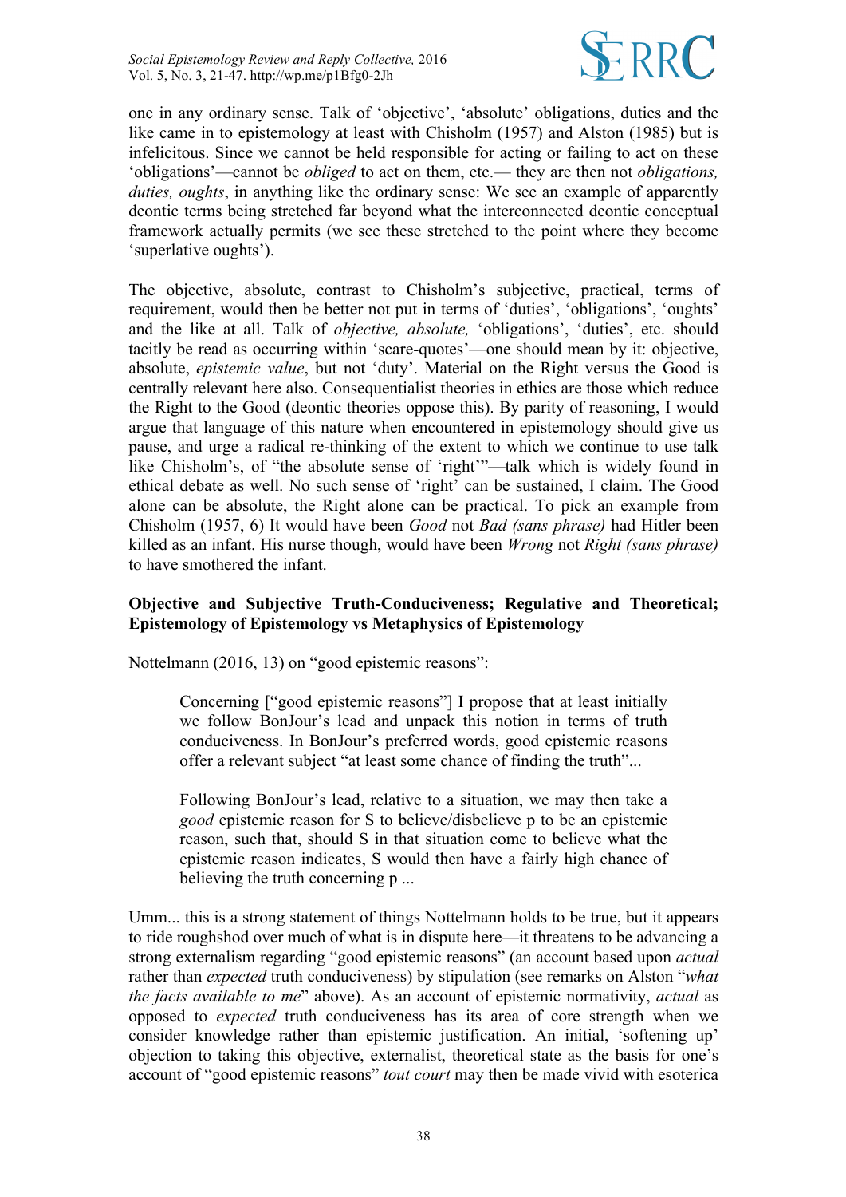one in any ordinary sense. Talk of 'objective', 'absolute' obligations, duties and the like came in to epistemology at least with Chisholm (1957) and Alston (1985) but is infelicitous. Since we cannot be held responsible for acting or failing to act on these 'obligations'—cannot be *obliged* to act on them, etc.— they are then not *obligations, duties, oughts*, in anything like the ordinary sense: We see an example of apparently deontic terms being stretched far beyond what the interconnected deontic conceptual framework actually permits (we see these stretched to the point where they become 'superlative oughts').

The objective, absolute, contrast to Chisholm's subjective, practical, terms of requirement, would then be better not put in terms of 'duties', 'obligations', 'oughts' and the like at all. Talk of *objective, absolute,* 'obligations', 'duties', etc. should tacitly be read as occurring within 'scare-quotes'—one should mean by it: objective, absolute, *epistemic value*, but not 'duty'. Material on the Right versus the Good is centrally relevant here also. Consequentialist theories in ethics are those which reduce the Right to the Good (deontic theories oppose this). By parity of reasoning, I would argue that language of this nature when encountered in epistemology should give us pause, and urge a radical re-thinking of the extent to which we continue to use talk like Chisholm's, of "the absolute sense of 'right'"—talk which is widely found in ethical debate as well. No such sense of 'right' can be sustained, I claim. The Good alone can be absolute, the Right alone can be practical. To pick an example from Chisholm (1957, 6) It would have been *Good* not *Bad (sans phrase)* had Hitler been killed as an infant. His nurse though, would have been *Wrong* not *Right (sans phrase)* to have smothered the infant.

### Objective and Subjective Truth-Conduciveness; Regulative and Theoretical; Epistemology of Epistemology vs Metaphysics of Epistemology

Nottelmann (2016, 13) on "good epistemic reasons":

> Concerning ["good epistemic reasons"] I propose that at least initially we follow BonJour's lead and unpack this notion in terms of truth conduciveness. In BonJour's preferred words, good epistemic reasons offer a relevant subject "at least some chance of finding the truth"...
>
> Following BonJour's lead, relative to a situation, we may then take a *good* epistemic reason for S to believe/disbelieve p to be an epistemic reason, such that, should S in that situation come to believe what the epistemic reason indicates, S would then have a fairly high chance of believing the truth concerning p ...

Umm... this is a strong statement of things Nottelmann holds to be true, but it appears to ride roughshod over much of what is in dispute here—it threatens to be advancing a strong externalism regarding "good epistemic reasons" (an account based upon *actual* rather than *expected* truth conduciveness) by stipulation (see remarks on Alston "*what the facts available to me*" above). As an account of epistemic normativity, *actual* as opposed to *expected* truth conduciveness has its area of core strength when we consider knowledge rather than epistemic justification. An initial, 'softening up' objection to taking this objective, externalist, theoretical state as the basis for one's account of "good epistemic reasons" *tout court* may then be made vivid with esoterica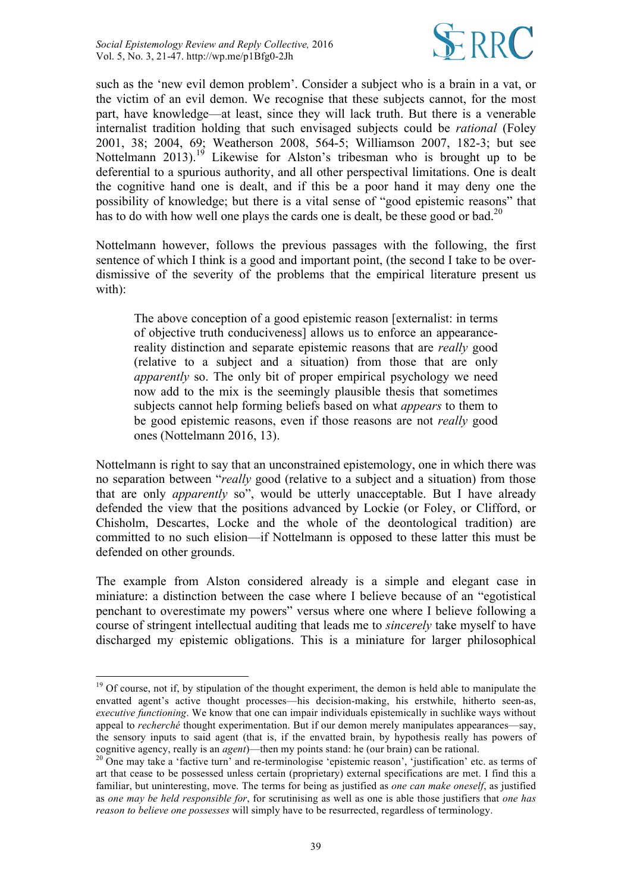such as the 'new evil demon problem'. Consider a subject who is a brain in a vat, or the victim of an evil demon. We recognise that these subjects cannot, for the most part, have knowledge—at least, since they will lack truth. But there is a venerable internalist tradition holding that such envisaged subjects could be *rational* (Foley 2001, 38; 2004, 69; Weatherson 2008, 564-5; Williamson 2007, 182-3; but see Nottelmann 2013).[19] Likewise for Alston's tribesman who is brought up to be deferential to a spurious authority, and all other perspectival limitations. One is dealt the cognitive hand one is dealt, and if this be a poor hand it may deny one the possibility of knowledge; but there is a vital sense of "good epistemic reasons" that has to do with how well one plays the cards one is dealt, be these good or bad.[20]

Nottelmann however, follows the previous passages with the following, the first sentence of which I think is a good and important point, (the second I take to be over-dismissive of the severity of the problems that the empirical literature present us with):

> The above conception of a good epistemic reason [externalist: in terms of objective truth conduciveness] allows us to enforce an appearance-reality distinction and separate epistemic reasons that are *really* good (relative to a subject and a situation) from those that are only *apparently* so. The only bit of proper empirical psychology we need now add to the mix is the seemingly plausible thesis that sometimes subjects cannot help forming beliefs based on what *appears* to them to be good epistemic reasons, even if those reasons are not *really* good ones (Nottelmann 2016, 13).

Nottelmann is right to say that an unconstrained epistemology, one in which there was no separation between "*really* good (relative to a subject and a situation) from those that are only *apparently* so", would be utterly unacceptable. But I have already defended the view that the positions advanced by Lockie (or Foley, or Clifford, or Chisholm, Descartes, Locke and the whole of the deontological tradition) are committed to no such elision—if Nottelmann is opposed to these latter this must be defended on other grounds.

The example from Alston considered already is a simple and elegant case in miniature: a distinction between the case where I believe because of an "egotistical penchant to overestimate my powers" versus where one where I believe following a course of stringent intellectual auditing that leads me to *sincerely* take myself to have discharged my epistemic obligations. This is a miniature for larger philosophical

---

[19] Of course, not if, by stipulation of the thought experiment, the demon is held able to manipulate the envatted agent's active thought processes—his decision-making, his erstwhile, hitherto seen-as, *executive functioning*. We know that one can impair individuals epistemically in suchlike ways without appeal to *recherché* thought experimentation. But if our demon merely manipulates appearances—say, the sensory inputs to said agent (that is, if the envatted brain, by hypothesis really has powers of cognitive agency, really is an *agent*)—then my points stand: he (our brain) can be rational.

[20] One may take a 'factive turn' and re-terminologise 'epistemic reason', 'justification' etc. as terms of art that cease to be possessed unless certain (proprietary) external specifications are met. I find this a familiar, but uninteresting, move. The terms for being as justified as *one can make oneself*, as justified as *one may be held responsible for*, for scrutinising as well as one is able those justifiers that *one has reason to believe one possesses* will simply have to be resurrected, regardless of terminology.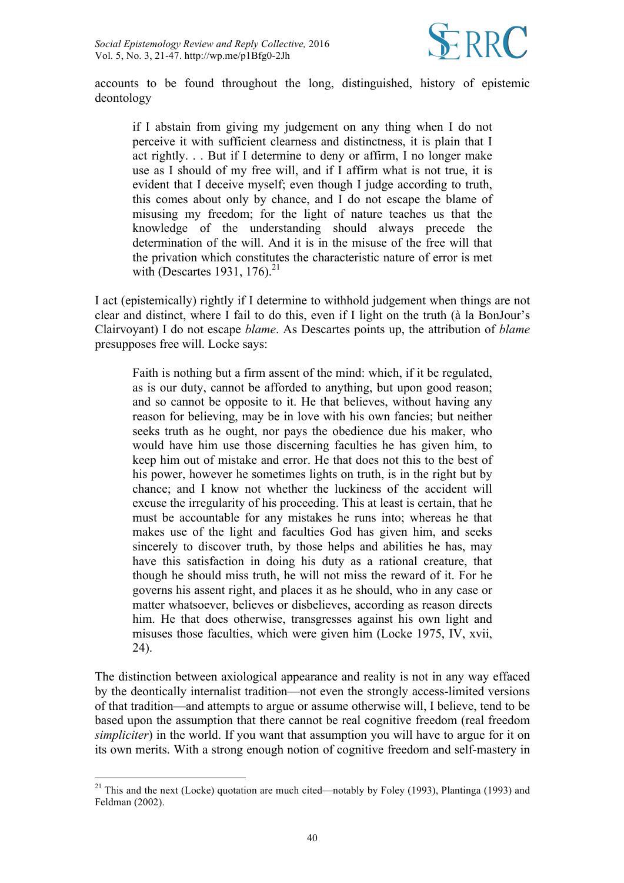accounts to be found throughout the long, distinguished, history of epistemic deontology

> if I abstain from giving my judgement on any thing when I do not perceive it with sufficient clearness and distinctness, it is plain that I act rightly. . . But if I determine to deny or affirm, I no longer make use as I should of my free will, and if I affirm what is not true, it is evident that I deceive myself; even though I judge according to truth, this comes about only by chance, and I do not escape the blame of misusing my freedom; for the light of nature teaches us that the knowledge of the understanding should always precede the determination of the will. And it is in the misuse of the free will that the privation which constitutes the characteristic nature of error is met with (Descartes 1931, 176).[21]

I act (epistemically) rightly if I determine to withhold judgement when things are not clear and distinct, where I fail to do this, even if I light on the truth (à la BonJour's Clairvoyant) I do not escape *blame*. As Descartes points up, the attribution of *blame* presupposes free will. Locke says:

> Faith is nothing but a firm assent of the mind: which, if it be regulated, as is our duty, cannot be afforded to anything, but upon good reason; and so cannot be opposite to it. He that believes, without having any reason for believing, may be in love with his own fancies; but neither seeks truth as he ought, nor pays the obedience due his maker, who would have him use those discerning faculties he has given him, to keep him out of mistake and error. He that does not this to the best of his power, however he sometimes lights on truth, is in the right but by chance; and I know not whether the luckiness of the accident will excuse the irregularity of his proceeding. This at least is certain, that he must be accountable for any mistakes he runs into; whereas he that makes use of the light and faculties God has given him, and seeks sincerely to discover truth, by those helps and abilities he has, may have this satisfaction in doing his duty as a rational creature, that though he should miss truth, he will not miss the reward of it. For he governs his assent right, and places it as he should, who in any case or matter whatsoever, believes or disbelieves, according as reason directs him. He that does otherwise, transgresses against his own light and misuses those faculties, which were given him (Locke 1975, IV, xvii, 24).

The distinction between axiological appearance and reality is not in any way effaced by the deontically internalist tradition—not even the strongly access-limited versions of that tradition—and attempts to argue or assume otherwise will, I believe, tend to be based upon the assumption that there cannot be real cognitive freedom (real freedom *simpliciter*) in the world. If you want that assumption you will have to argue for it on its own merits. With a strong enough notion of cognitive freedom and self-mastery in

[21] This and the next (Locke) quotation are much cited—notably by Foley (1993), Plantinga (1993) and Feldman (2002).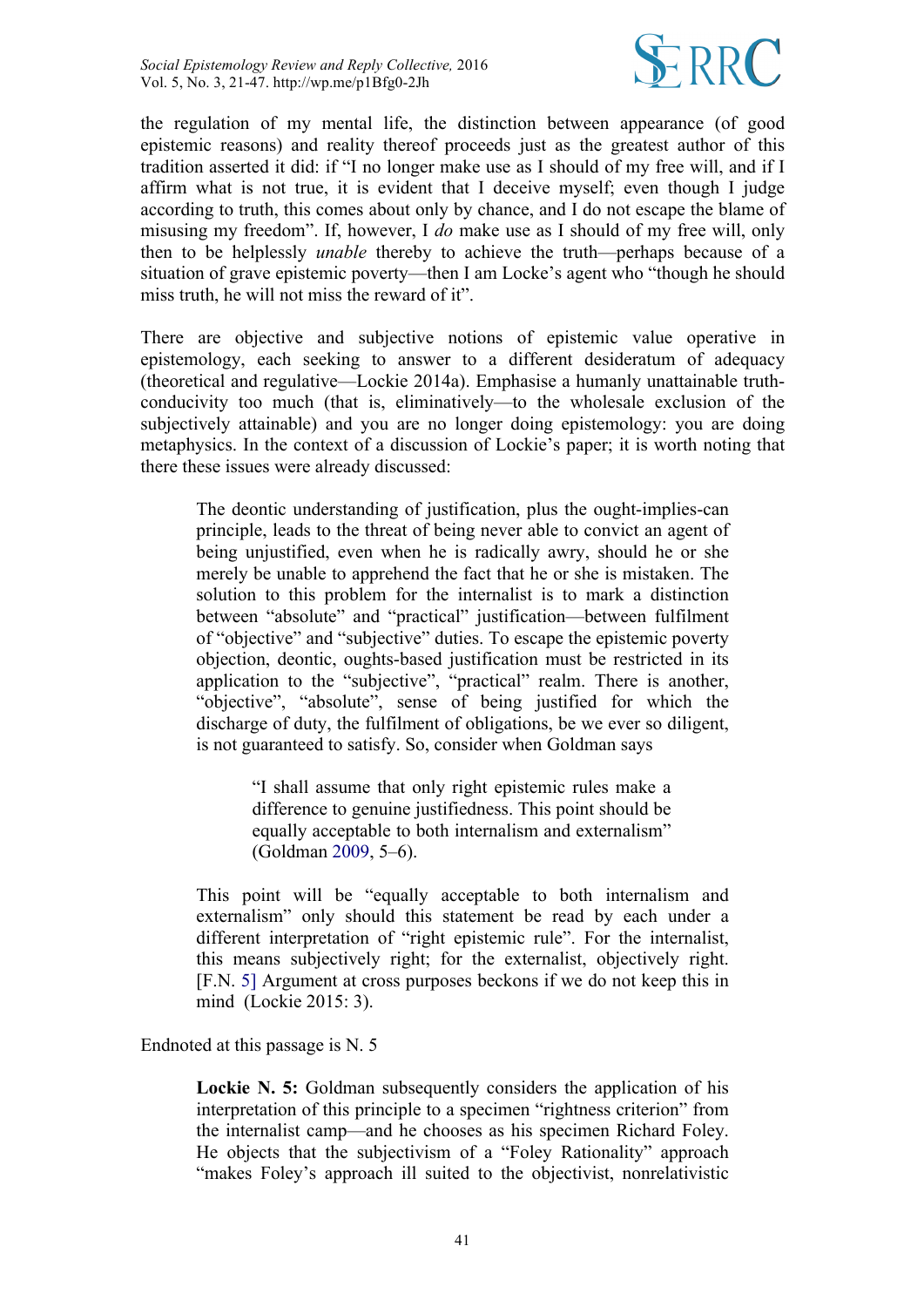the regulation of my mental life, the distinction between appearance (of good epistemic reasons) and reality thereof proceeds just as the greatest author of this tradition asserted it did: if "I no longer make use as I should of my free will, and if I affirm what is not true, it is evident that I deceive myself; even though I judge according to truth, this comes about only by chance, and I do not escape the blame of misusing my freedom". If, however, I *do* make use as I should of my free will, only then to be helplessly *unable* thereby to achieve the truth—perhaps because of a situation of grave epistemic poverty—then I am Locke's agent who "though he should miss truth, he will not miss the reward of it".

There are objective and subjective notions of epistemic value operative in epistemology, each seeking to answer to a different desideratum of adequacy (theoretical and regulative—Lockie 2014a). Emphasise a humanly unattainable truth-conducivity too much (that is, eliminatively—to the wholesale exclusion of the subjectively attainable) and you are no longer doing epistemology: you are doing metaphysics. In the context of a discussion of Lockie's paper; it is worth noting that there these issues were already discussed:

> The deontic understanding of justification, plus the ought-implies-can principle, leads to the threat of being never able to convict an agent of being unjustified, even when he is radically awry, should he or she merely be unable to apprehend the fact that he or she is mistaken. The solution to this problem for the internalist is to mark a distinction between "absolute" and "practical" justification—between fulfilment of "objective" and "subjective" duties. To escape the epistemic poverty objection, deontic, oughts-based justification must be restricted in its application to the "subjective", "practical" realm. There is another, "objective", "absolute", sense of being justified for which the discharge of duty, the fulfilment of obligations, be we ever so diligent, is not guaranteed to satisfy. So, consider when Goldman says
>
> > "I shall assume that only right epistemic rules make a difference to genuine justifiedness. This point should be equally acceptable to both internalism and externalism" (Goldman 2009, 5–6).
>
> This point will be "equally acceptable to both internalism and externalism" only should this statement be read by each under a different interpretation of "right epistemic rule". For the internalist, this means subjectively right; for the externalist, objectively right. [F.N. 5] Argument at cross purposes beckons if we do not keep this in mind (Lockie 2015: 3).

Endnoted at this passage is N. 5

> **Lockie N. 5:** Goldman subsequently considers the application of his interpretation of this principle to a specimen "rightness criterion" from the internalist camp—and he chooses as his specimen Richard Foley. He objects that the subjectivism of a "Foley Rationality" approach "makes Foley's approach ill suited to the objectivist, nonrelativistic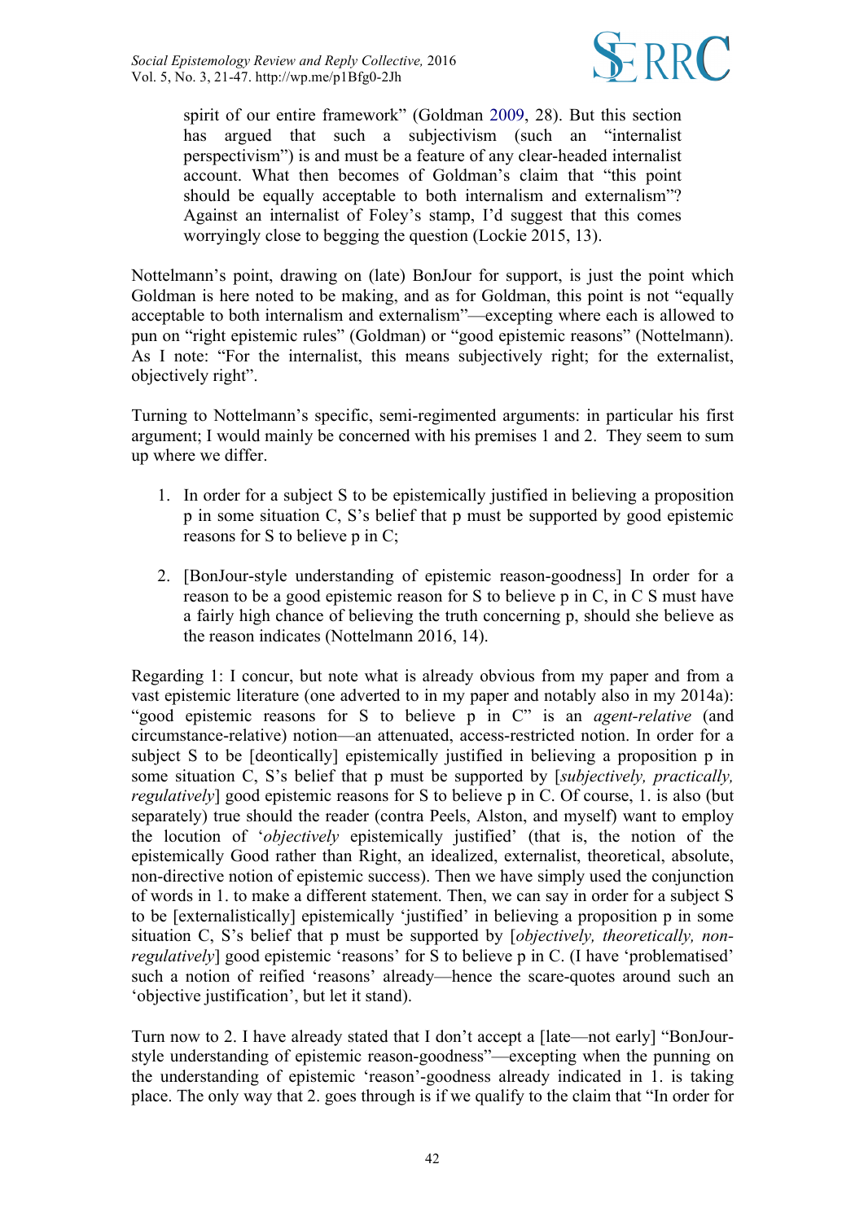> spirit of our entire framework" (Goldman 2009, 28). But this section has argued that such a subjectivism (such an "internalist perspectivism") is and must be a feature of any clear-headed internalist account. What then becomes of Goldman's claim that "this point should be equally acceptable to both internalism and externalism"? Against an internalist of Foley's stamp, I'd suggest that this comes worryingly close to begging the question (Lockie 2015, 13).

Nottelmann's point, drawing on (late) BonJour for support, is just the point which Goldman is here noted to be making, and as for Goldman, this point is not "equally acceptable to both internalism and externalism"—excepting where each is allowed to pun on "right epistemic rules" (Goldman) or "good epistemic reasons" (Nottelmann). As I note: "For the internalist, this means subjectively right; for the externalist, objectively right".

Turning to Nottelmann's specific, semi-regimented arguments: in particular his first argument; I would mainly be concerned with his premises 1 and 2. They seem to sum up where we differ.

1. In order for a subject S to be epistemically justified in believing a proposition p in some situation C, S's belief that p must be supported by good epistemic reasons for S to believe p in C;

2. [BonJour-style understanding of epistemic reason-goodness] In order for a reason to be a good epistemic reason for S to believe p in C, in C S must have a fairly high chance of believing the truth concerning p, should she believe as the reason indicates (Nottelmann 2016, 14).

Regarding 1: I concur, but note what is already obvious from my paper and from a vast epistemic literature (one adverted to in my paper and notably also in my 2014a): "good epistemic reasons for S to believe p in C" is an *agent-relative* (and circumstance-relative) notion—an attenuated, access-restricted notion. In order for a subject S to be [deontically] epistemically justified in believing a proposition p in some situation C, S's belief that p must be supported by [*subjectively, practically, regulatively*] good epistemic reasons for S to believe p in C. Of course, 1. is also (but separately) true should the reader (contra Peels, Alston, and myself) want to employ the locution of '*objectively* epistemically justified' (that is, the notion of the epistemically Good rather than Right, an idealized, externalist, theoretical, absolute, non-directive notion of epistemic success). Then we have simply used the conjunction of words in 1. to make a different statement. Then, we can say in order for a subject S to be [externalistically] epistemically 'justified' in believing a proposition p in some situation C, S's belief that p must be supported by [*objectively, theoretically, non-regulatively*] good epistemic 'reasons' for S to believe p in C. (I have 'problematised' such a notion of reified 'reasons' already—hence the scare-quotes around such an 'objective justification', but let it stand).

Turn now to 2. I have already stated that I don't accept a [late—not early] "BonJour-style understanding of epistemic reason-goodness"—excepting when the punning on the understanding of epistemic 'reason'-goodness already indicated in 1. is taking place. The only way that 2. goes through is if we qualify to the claim that "In order for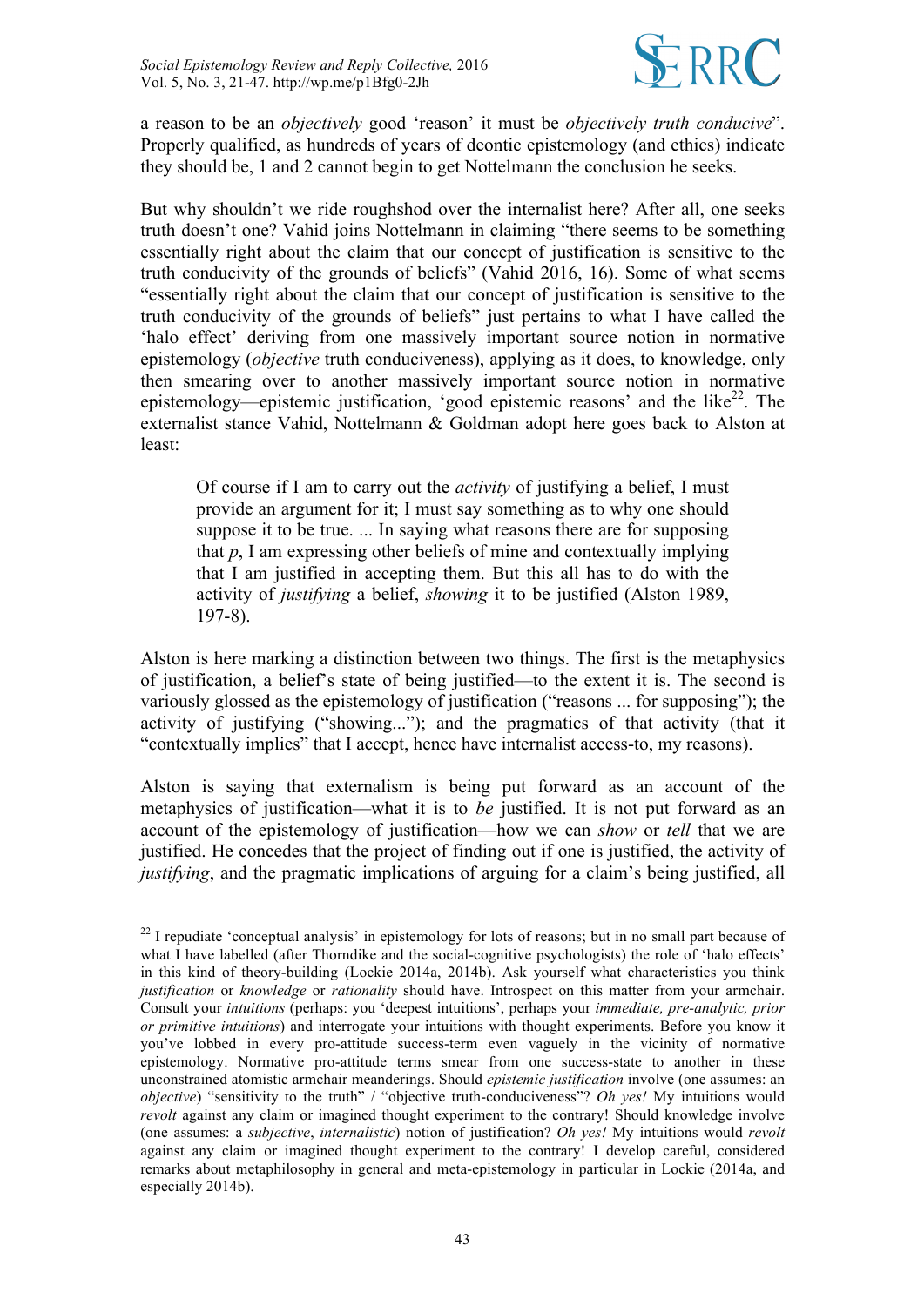a reason to be an *objectively* good 'reason' it must be *objectively truth conducive*". Properly qualified, as hundreds of years of deontic epistemology (and ethics) indicate they should be, 1 and 2 cannot begin to get Nottelmann the conclusion he seeks.

But why shouldn't we ride roughshod over the internalist here? After all, one seeks truth doesn't one? Vahid joins Nottelmann in claiming "there seems to be something essentially right about the claim that our concept of justification is sensitive to the truth conducivity of the grounds of beliefs" (Vahid 2016, 16). Some of what seems "essentially right about the claim that our concept of justification is sensitive to the truth conducivity of the grounds of beliefs" just pertains to what I have called the 'halo effect' deriving from one massively important source notion in normative epistemology (*objective* truth conduciveness), applying as it does, to knowledge, only then smearing over to another massively important source notion in normative epistemology—epistemic justification, 'good epistemic reasons' and the like[22]. The externalist stance Vahid, Nottelmann & Goldman adopt here goes back to Alston at least:

> Of course if I am to carry out the *activity* of justifying a belief, I must provide an argument for it; I must say something as to why one should suppose it to be true. ... In saying what reasons there are for supposing that *p*, I am expressing other beliefs of mine and contextually implying that I am justified in accepting them. But this all has to do with the activity of *justifying* a belief, *showing* it to be justified (Alston 1989, 197-8).

Alston is here marking a distinction between two things. The first is the metaphysics of justification, a belief's state of being justified—to the extent it is. The second is variously glossed as the epistemology of justification ("reasons ... for supposing"); the activity of justifying ("showing..."); and the pragmatics of that activity (that it "contextually implies" that I accept, hence have internalist access-to, my reasons).

Alston is saying that externalism is being put forward as an account of the metaphysics of justification—what it is to *be* justified. It is not put forward as an account of the epistemology of justification—how we can *show* or *tell* that we are justified. He concedes that the project of finding out if one is justified, the activity of *justifying*, and the pragmatic implications of arguing for a claim's being justified, all

---

[22] I repudiate 'conceptual analysis' in epistemology for lots of reasons; but in no small part because of what I have labelled (after Thorndike and the social-cognitive psychologists) the role of 'halo effects' in this kind of theory-building (Lockie 2014a, 2014b). Ask yourself what characteristics you think *justification* or *knowledge* or *rationality* should have. Introspect on this matter from your armchair. Consult your *intuitions* (perhaps: you 'deepest intuitions', perhaps your *immediate, pre-analytic, prior or primitive intuitions*) and interrogate your intuitions with thought experiments. Before you know it you've lobbed in every pro-attitude success-term even vaguely in the vicinity of normative epistemology. Normative pro-attitude terms smear from one success-state to another in these unconstrained atomistic armchair meanderings. Should *epistemic justification* involve (one assumes: an *objective*) "sensitivity to the truth" / "objective truth-conduciveness"? *Oh yes!* My intuitions would *revolt* against any claim or imagined thought experiment to the contrary! Should knowledge involve (one assumes: a *subjective*, *internalistic*) notion of justification? *Oh yes!* My intuitions would *revolt* against any claim or imagined thought experiment to the contrary! I develop careful, considered remarks about metaphilosophy in general and meta-epistemology in particular in Lockie (2014a, and especially 2014b).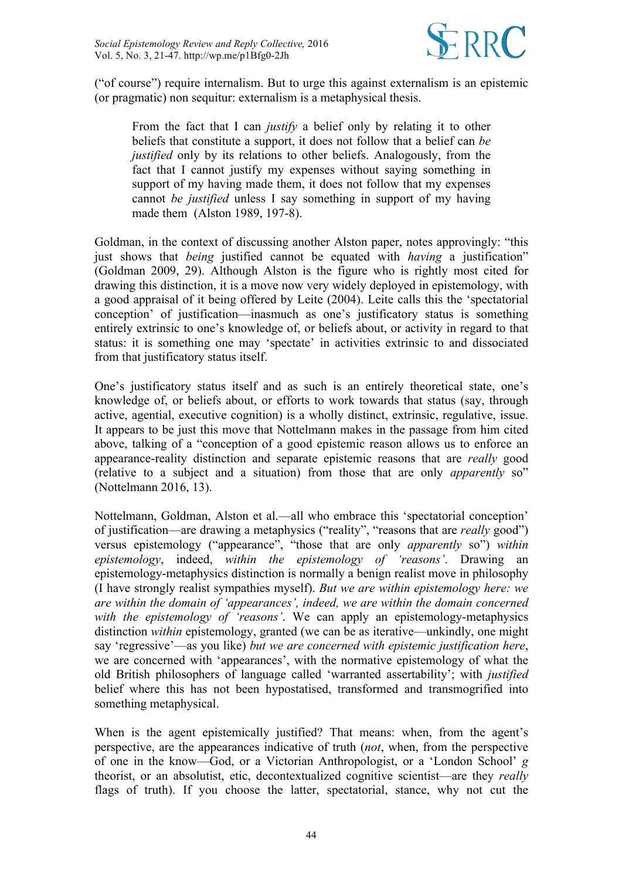("of course") require internalism. But to urge this against externalism is an epistemic (or pragmatic) non sequitur: externalism is a metaphysical thesis.

> From the fact that I can *justify* a belief only by relating it to other beliefs that constitute a support, it does not follow that a belief can *be justified* only by its relations to other beliefs. Analogously, from the fact that I cannot justify my expenses without saying something in support of my having made them, it does not follow that my expenses cannot *be justified* unless I say something in support of my having made them (Alston 1989, 197-8).

Goldman, in the context of discussing another Alston paper, notes approvingly: "this just shows that *being* justified cannot be equated with *having* a justification" (Goldman 2009, 29). Although Alston is the figure who is rightly most cited for drawing this distinction, it is a move now very widely deployed in epistemology, with a good appraisal of it being offered by Leite (2004). Leite calls this the 'spectatorial conception' of justification—inasmuch as one's justificatory status is something entirely extrinsic to one's knowledge of, or beliefs about, or activity in regard to that status: it is something one may 'spectate' in activities extrinsic to and dissociated from that justificatory status itself.

One's justificatory status itself and as such is an entirely theoretical state, one's knowledge of, or beliefs about, or efforts to work towards that status (say, through active, agential, executive cognition) is a wholly distinct, extrinsic, regulative, issue. It appears to be just this move that Nottelmann makes in the passage from him cited above, talking of a "conception of a good epistemic reason allows us to enforce an appearance-reality distinction and separate epistemic reasons that are *really* good (relative to a subject and a situation) from those that are only *apparently* so" (Nottelmann 2016, 13).

Nottelmann, Goldman, Alston et al.—all who embrace this 'spectatorial conception' of justification—are drawing a metaphysics ("reality", "reasons that are *really* good") versus epistemology ("appearance", "those that are only *apparently* so") *within epistemology*, indeed, *within the epistemology of 'reasons'*. Drawing an epistemology-metaphysics distinction is normally a benign realist move in philosophy (I have strongly realist sympathies myself). *But we are within epistemology here: we are within the domain of 'appearances', indeed, we are within the domain concerned with the epistemology of 'reasons'*. We can apply an epistemology-metaphysics distinction *within* epistemology, granted (we can be as iterative—unkindly, one might say 'regressive'—as you like) *but we are concerned with epistemic justification here*, we are concerned with 'appearances', with the normative epistemology of what the old British philosophers of language called 'warranted assertability'; with *justified* belief where this has not been hypostatised, transformed and transmogrified into something metaphysical.

When is the agent epistemically justified? That means: when, from the agent's perspective, are the appearances indicative of truth (*not*, when, from the perspective of one in the know—God, or a Victorian Anthropologist, or a 'London School' *g* theorist, or an absolutist, etic, decontextualized cognitive scientist—are they *really* flags of truth). If you choose the latter, spectatorial, stance, why not cut the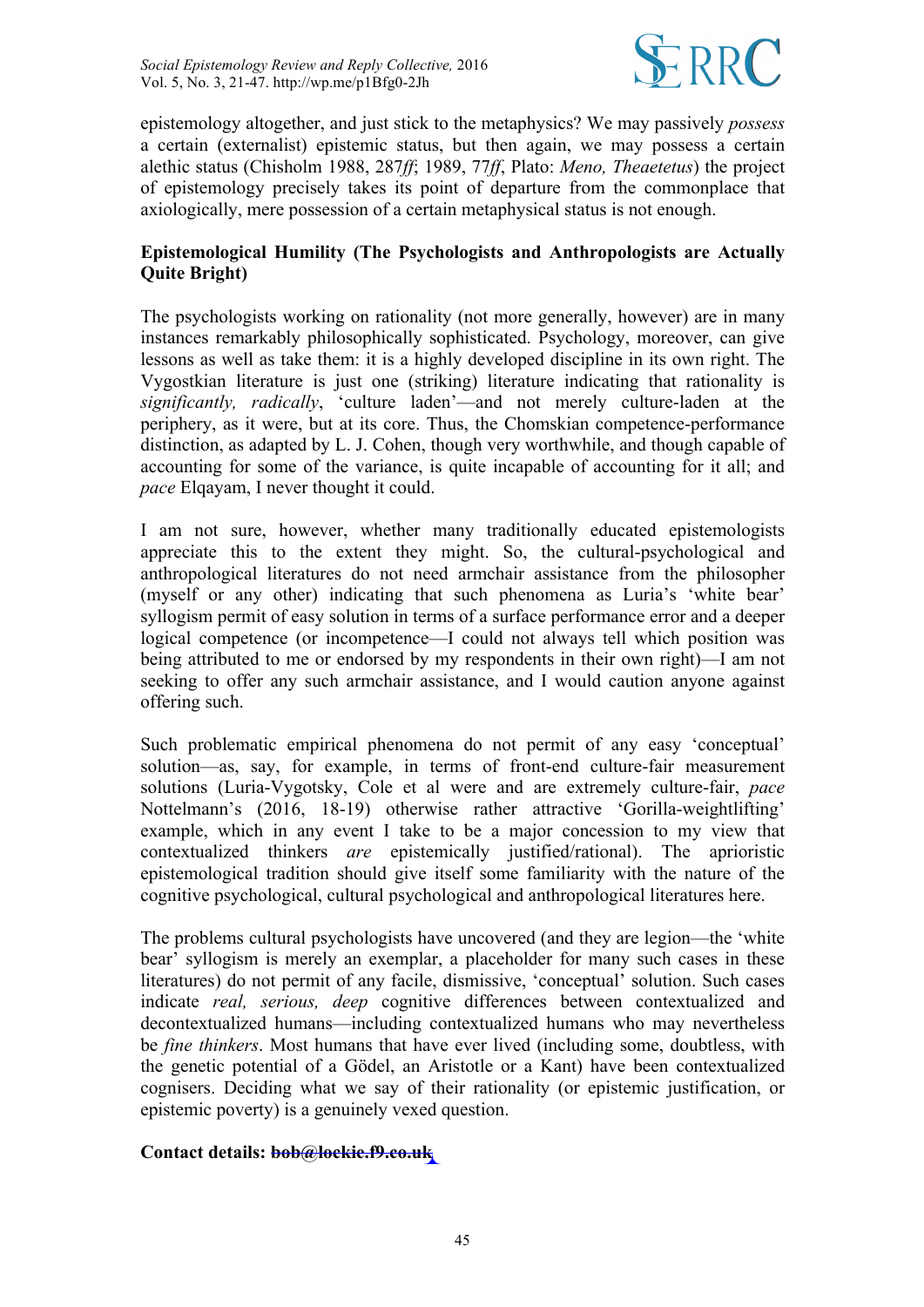epistemology altogether, and just stick to the metaphysics? We may passively *possess* a certain (externalist) epistemic status, but then again, we may possess a certain alethic status (Chisholm 1988, 287*ff*; 1989, 77*ff*, Plato: *Meno, Theaetetus*) the project of epistemology precisely takes its point of departure from the commonplace that axiologically, mere possession of a certain metaphysical status is not enough.

**Epistemological Humility (The Psychologists and Anthropologists are Actually Quite Bright)**

The psychologists working on rationality (not more generally, however) are in many instances remarkably philosophically sophisticated. Psychology, moreover, can give lessons as well as take them: it is a highly developed discipline in its own right. The Vygostkian literature is just one (striking) literature indicating that rationality is *significantly, radically*, 'culture laden'—and not merely culture-laden at the periphery, as it were, but at its core. Thus, the Chomskian competence-performance distinction, as adapted by L. J. Cohen, though very worthwhile, and though capable of accounting for some of the variance, is quite incapable of accounting for it all; and *pace* Elqayam, I never thought it could.

I am not sure, however, whether many traditionally educated epistemologists appreciate this to the extent they might. So, the cultural-psychological and anthropological literatures do not need armchair assistance from the philosopher (myself or any other) indicating that such phenomena as Luria's 'white bear' syllogism permit of easy solution in terms of a surface performance error and a deeper logical competence (or incompetence—I could not always tell which position was being attributed to me or endorsed by my respondents in their own right)—I am not seeking to offer any such armchair assistance, and I would caution anyone against offering such.

Such problematic empirical phenomena do not permit of any easy 'conceptual' solution—as, say, for example, in terms of front-end culture-fair measurement solutions (Luria-Vygotsky, Cole et al were and are extremely culture-fair, *pace* Nottelmann's (2016, 18-19) otherwise rather attractive 'Gorilla-weightlifting' example, which in any event I take to be a major concession to my view that contextualized thinkers *are* epistemically justified/rational). The aprioristic epistemological tradition should give itself some familiarity with the nature of the cognitive psychological, cultural psychological and anthropological literatures here.

The problems cultural psychologists have uncovered (and they are legion—the 'white bear' syllogism is merely an exemplar, a placeholder for many such cases in these literatures) do not permit of any facile, dismissive, 'conceptual' solution. Such cases indicate *real, serious, deep* cognitive differences between contextualized and decontextualized humans—including contextualized humans who may nevertheless be *fine thinkers*. Most humans that have ever lived (including some, doubtless, with the genetic potential of a Gödel, an Aristotle or a Kant) have been contextualized cognisers. Deciding what we say of their rationality (or epistemic justification, or epistemic poverty) is a genuinely vexed question.

**Contact details: ~~bob@lockie.f9.co.uk~~**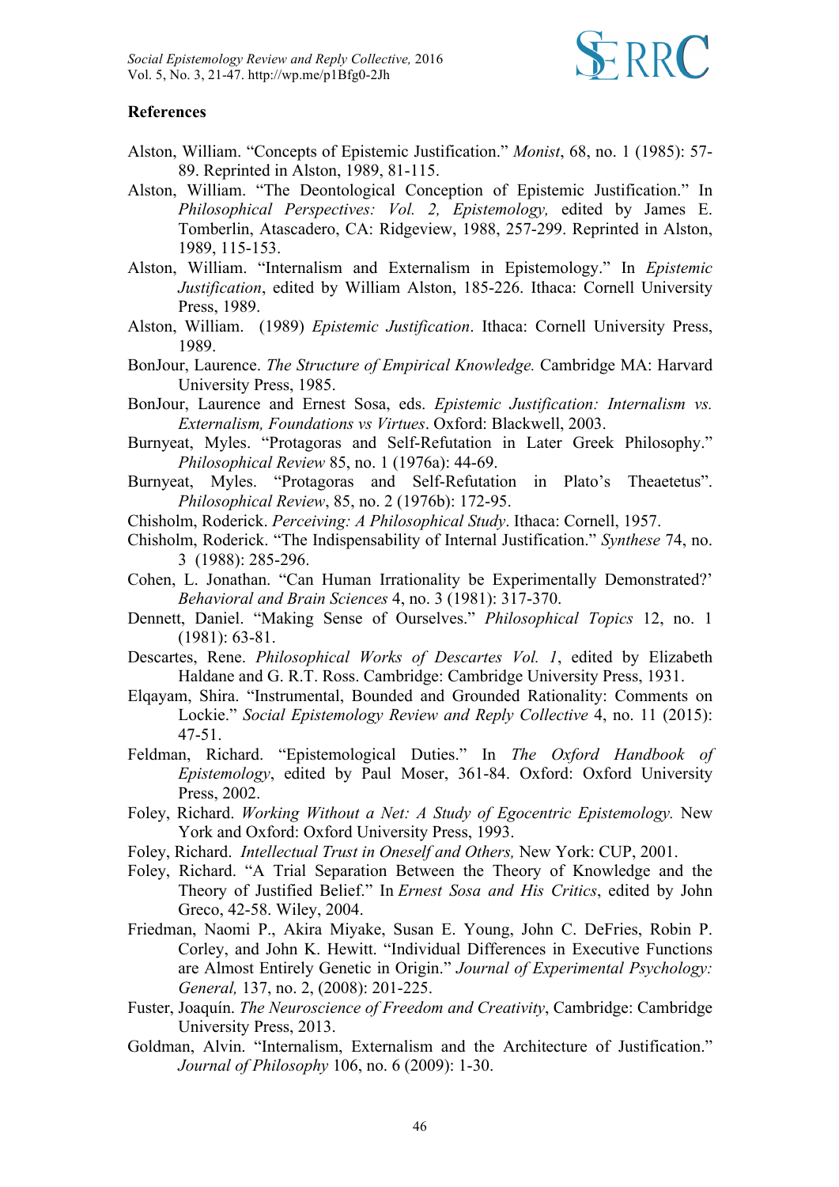**References**

Alston, William. "Concepts of Epistemic Justification." *Monist*, 68, no. 1 (1985): 57-89. Reprinted in Alston, 1989, 81-115.

Alston, William. "The Deontological Conception of Epistemic Justification." In *Philosophical Perspectives: Vol. 2, Epistemology,* edited by James E. Tomberlin, Atascadero, CA: Ridgeview, 1988, 257-299. Reprinted in Alston, 1989, 115-153.

Alston, William. "Internalism and Externalism in Epistemology." In *Epistemic Justification*, edited by William Alston, 185-226. Ithaca: Cornell University Press, 1989.

Alston, William. (1989) *Epistemic Justification*. Ithaca: Cornell University Press, 1989.

BonJour, Laurence. *The Structure of Empirical Knowledge.* Cambridge MA: Harvard University Press, 1985.

BonJour, Laurence and Ernest Sosa, eds. *Epistemic Justification: Internalism vs. Externalism, Foundations vs Virtues*. Oxford: Blackwell, 2003.

Burnyeat, Myles. "Protagoras and Self-Refutation in Later Greek Philosophy." *Philosophical Review* 85, no. 1 (1976a): 44-69.

Burnyeat, Myles. "Protagoras and Self-Refutation in Plato's Theaetetus". *Philosophical Review*, 85, no. 2 (1976b): 172-95.

Chisholm, Roderick. *Perceiving: A Philosophical Study*. Ithaca: Cornell, 1957.

Chisholm, Roderick. "The Indispensability of Internal Justification." *Synthese* 74, no. 3 (1988): 285-296.

Cohen, L. Jonathan. "Can Human Irrationality be Experimentally Demonstrated?' *Behavioral and Brain Sciences* 4, no. 3 (1981): 317-370.

Dennett, Daniel. "Making Sense of Ourselves." *Philosophical Topics* 12, no. 1 (1981): 63-81.

Descartes, Rene. *Philosophical Works of Descartes Vol. 1*, edited by Elizabeth Haldane and G. R.T. Ross. Cambridge: Cambridge University Press, 1931.

Elqayam, Shira. "Instrumental, Bounded and Grounded Rationality: Comments on Lockie." *Social Epistemology Review and Reply Collective* 4, no. 11 (2015): 47-51.

Feldman, Richard. "Epistemological Duties." In *The Oxford Handbook of Epistemology*, edited by Paul Moser, 361-84. Oxford: Oxford University Press, 2002.

Foley, Richard. *Working Without a Net: A Study of Egocentric Epistemology.* New York and Oxford: Oxford University Press, 1993.

Foley, Richard. *Intellectual Trust in Oneself and Others,* New York: CUP, 2001.

Foley, Richard. "A Trial Separation Between the Theory of Knowledge and the Theory of Justified Belief." In *Ernest Sosa and His Critics*, edited by John Greco, 42-58. Wiley, 2004.

Friedman, Naomi P., Akira Miyake, Susan E. Young, John C. DeFries, Robin P. Corley, and John K. Hewitt. "Individual Differences in Executive Functions are Almost Entirely Genetic in Origin." *Journal of Experimental Psychology: General,* 137, no. 2, (2008): 201-225.

Fuster, Joaquín. *The Neuroscience of Freedom and Creativity*, Cambridge: Cambridge University Press, 2013.

Goldman, Alvin. "Internalism, Externalism and the Architecture of Justification." *Journal of Philosophy* 106, no. 6 (2009): 1-30.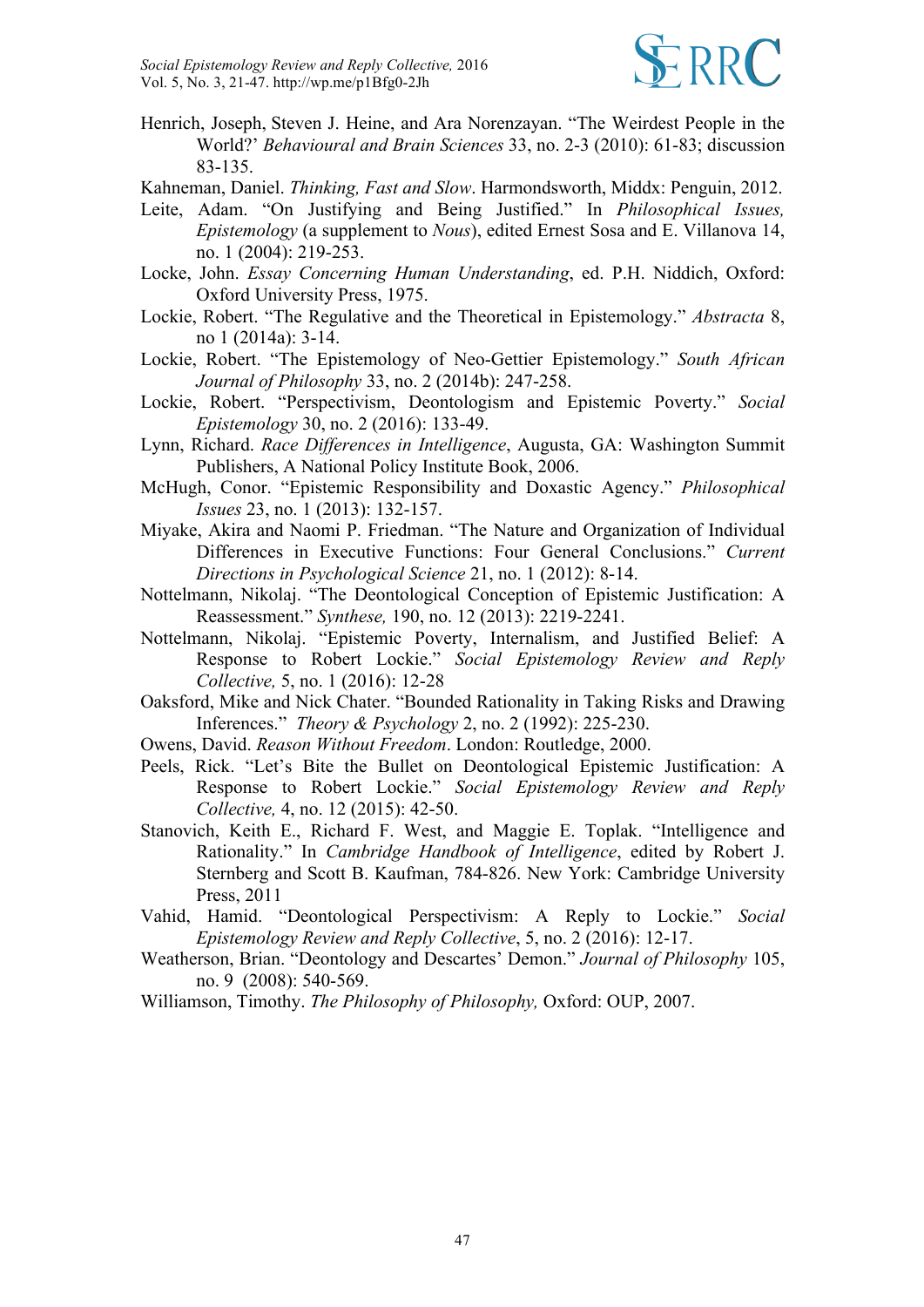Henrich, Joseph, Steven J. Heine, and Ara Norenzayan. "The Weirdest People in the World?' *Behavioural and Brain Sciences* 33, no. 2-3 (2010): 61-83; discussion 83-135.

Kahneman, Daniel. *Thinking, Fast and Slow*. Harmondsworth, Middx: Penguin, 2012.

Leite, Adam. "On Justifying and Being Justified." In *Philosophical Issues, Epistemology* (a supplement to *Nous*), edited Ernest Sosa and E. Villanova 14, no. 1 (2004): 219-253.

Locke, John. *Essay Concerning Human Understanding*, ed. P.H. Niddich, Oxford: Oxford University Press, 1975.

Lockie, Robert. "The Regulative and the Theoretical in Epistemology." *Abstracta* 8, no 1 (2014a): 3-14.

Lockie, Robert. "The Epistemology of Neo-Gettier Epistemology." *South African Journal of Philosophy* 33, no. 2 (2014b): 247-258.

Lockie, Robert. "Perspectivism, Deontologism and Epistemic Poverty." *Social Epistemology* 30, no. 2 (2016): 133-49.

Lynn, Richard. *Race Differences in Intelligence*, Augusta, GA: Washington Summit Publishers, A National Policy Institute Book, 2006.

McHugh, Conor. "Epistemic Responsibility and Doxastic Agency." *Philosophical Issues* 23, no. 1 (2013): 132-157.

Miyake, Akira and Naomi P. Friedman. "The Nature and Organization of Individual Differences in Executive Functions: Four General Conclusions." *Current Directions in Psychological Science* 21, no. 1 (2012): 8-14.

Nottelmann, Nikolaj. "The Deontological Conception of Epistemic Justification: A Reassessment." *Synthese,* 190, no. 12 (2013): 2219-2241.

Nottelmann, Nikolaj. "Epistemic Poverty, Internalism, and Justified Belief: A Response to Robert Lockie." *Social Epistemology Review and Reply Collective,* 5, no. 1 (2016): 12-28

Oaksford, Mike and Nick Chater. "Bounded Rationality in Taking Risks and Drawing Inferences." *Theory & Psychology* 2, no. 2 (1992): 225-230.

Owens, David. *Reason Without Freedom*. London: Routledge, 2000.

Peels, Rick. "Let's Bite the Bullet on Deontological Epistemic Justification: A Response to Robert Lockie." *Social Epistemology Review and Reply Collective,* 4, no. 12 (2015): 42-50.

Stanovich, Keith E., Richard F. West, and Maggie E. Toplak. "Intelligence and Rationality." In *Cambridge Handbook of Intelligence*, edited by Robert J. Sternberg and Scott B. Kaufman, 784-826. New York: Cambridge University Press, 2011

Vahid, Hamid. "Deontological Perspectivism: A Reply to Lockie." *Social Epistemology Review and Reply Collective*, 5, no. 2 (2016): 12-17.

Weatherson, Brian. "Deontology and Descartes' Demon." *Journal of Philosophy* 105, no. 9 (2008): 540-569.

Williamson, Timothy. *The Philosophy of Philosophy,* Oxford: OUP, 2007.